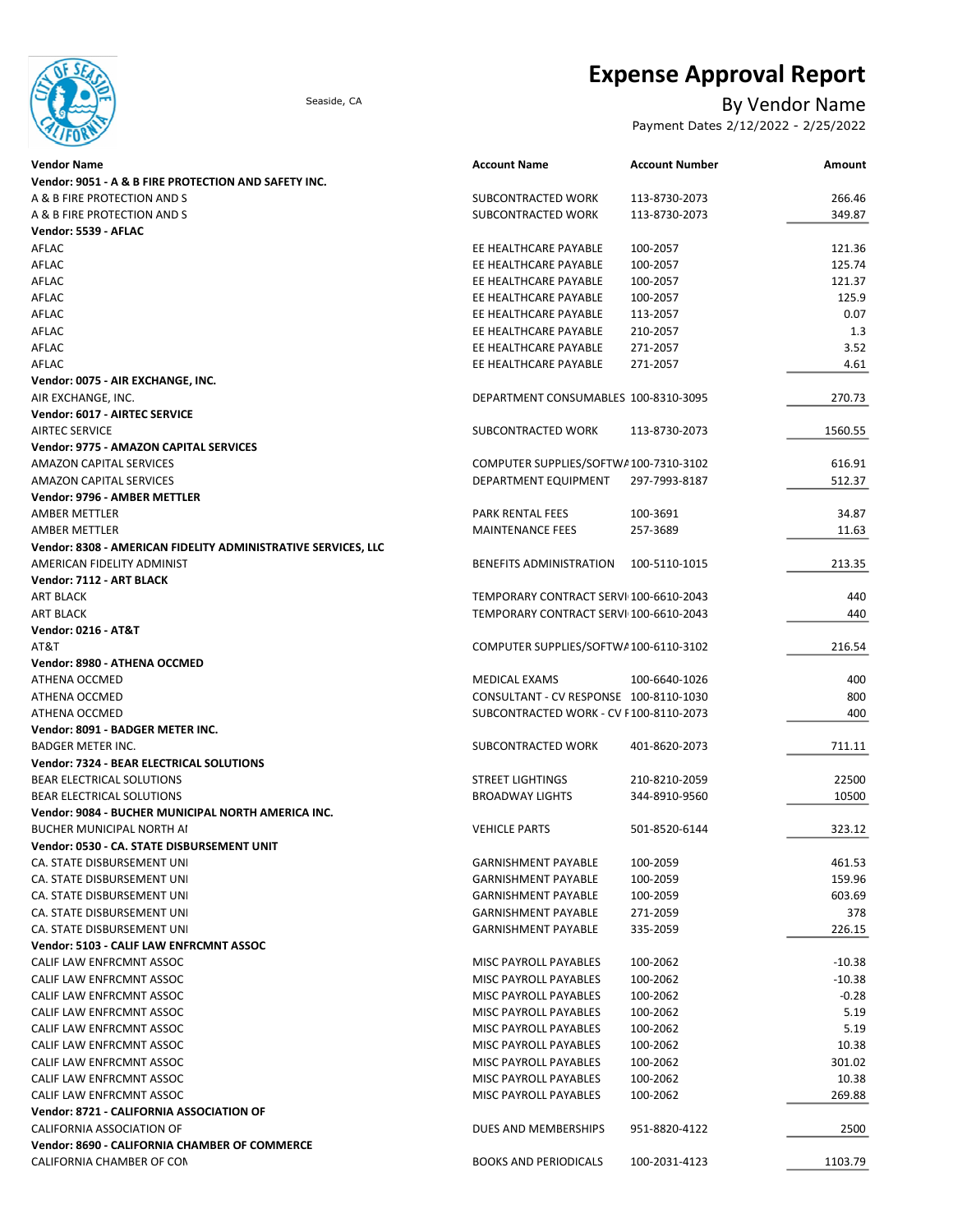# Expense Approval Report

Seaside, CA

## By Vendor Name

Payment Dates 2/12/2022 - 2/25/2022

| Vendor Name | Account Name | Account Number | Amount |
|---|---|---|---|
| **Vendor: 9051 - A & B FIRE PROTECTION AND SAFETY INC.** | | | |
| A & B FIRE PROTECTION AND S | SUBCONTRACTED WORK | 113-8730-2073 | 266.46 |
| A & B FIRE PROTECTION AND S | SUBCONTRACTED WORK | 113-8730-2073 | 349.87 |
| **Vendor: 5539 - AFLAC** | | | |
| AFLAC | EE HEALTHCARE PAYABLE | 100-2057 | 121.36 |
| AFLAC | EE HEALTHCARE PAYABLE | 100-2057 | 125.74 |
| AFLAC | EE HEALTHCARE PAYABLE | 100-2057 | 121.37 |
| AFLAC | EE HEALTHCARE PAYABLE | 100-2057 | 125.9 |
| AFLAC | EE HEALTHCARE PAYABLE | 113-2057 | 0.07 |
| AFLAC | EE HEALTHCARE PAYABLE | 210-2057 | 1.3 |
| AFLAC | EE HEALTHCARE PAYABLE | 271-2057 | 3.52 |
| AFLAC | EE HEALTHCARE PAYABLE | 271-2057 | 4.61 |
| **Vendor: 0075 - AIR EXCHANGE, INC.** | | | |
| AIR EXCHANGE, INC. | DEPARTMENT CONSUMABLES | 100-8310-3095 | 270.73 |
| **Vendor: 6017 - AIRTEC SERVICE** | | | |
| AIRTEC SERVICE | SUBCONTRACTED WORK | 113-8730-2073 | 1560.55 |
| **Vendor: 9775 - AMAZON CAPITAL SERVICES** | | | |
| AMAZON CAPITAL SERVICES | COMPUTER SUPPLIES/SOFTWA | 100-7310-3102 | 616.91 |
| AMAZON CAPITAL SERVICES | DEPARTMENT EQUIPMENT | 297-7993-8187 | 512.37 |
| **Vendor: 9796 - AMBER METTLER** | | | |
| AMBER METTLER | PARK RENTAL FEES | 100-3691 | 34.87 |
| AMBER METTLER | MAINTENANCE FEES | 257-3689 | 11.63 |
| **Vendor: 8308 - AMERICAN FIDELITY ADMINISTRATIVE SERVICES, LLC** | | | |
| AMERICAN FIDELITY ADMINIST | BENEFITS ADMINISTRATION | 100-5110-1015 | 213.35 |
| **Vendor: 7112 - ART BLACK** | | | |
| ART BLACK | TEMPORARY CONTRACT SERVI | 100-6610-2043 | 440 |
| ART BLACK | TEMPORARY CONTRACT SERVI | 100-6610-2043 | 440 |
| **Vendor: 0216 - AT&T** | | | |
| AT&T | COMPUTER SUPPLIES/SOFTWA | 100-6110-3102 | 216.54 |
| **Vendor: 8980 - ATHENA OCCMED** | | | |
| ATHENA OCCMED | MEDICAL EXAMS | 100-6640-1026 | 400 |
| ATHENA OCCMED | CONSULTANT - CV RESPONSE | 100-8110-1030 | 800 |
| ATHENA OCCMED | SUBCONTRACTED WORK - CV F | 100-8110-2073 | 400 |
| **Vendor: 8091 - BADGER METER INC.** | | | |
| BADGER METER INC. | SUBCONTRACTED WORK | 401-8620-2073 | 711.11 |
| **Vendor: 7324 - BEAR ELECTRICAL SOLUTIONS** | | | |
| BEAR ELECTRICAL SOLUTIONS | STREET LIGHTINGS | 210-8210-2059 | 22500 |
| BEAR ELECTRICAL SOLUTIONS | BROADWAY LIGHTS | 344-8910-9560 | 10500 |
| **Vendor: 9084 - BUCHER MUNICIPAL NORTH AMERICA INC.** | | | |
| BUCHER MUNICIPAL NORTH AI | VEHICLE PARTS | 501-8520-6144 | 323.12 |
| **Vendor: 0530 - CA. STATE DISBURSEMENT UNIT** | | | |
| CA. STATE DISBURSEMENT UNI | GARNISHMENT PAYABLE | 100-2059 | 461.53 |
| CA. STATE DISBURSEMENT UNI | GARNISHMENT PAYABLE | 100-2059 | 159.96 |
| CA. STATE DISBURSEMENT UNI | GARNISHMENT PAYABLE | 100-2059 | 603.69 |
| CA. STATE DISBURSEMENT UNI | GARNISHMENT PAYABLE | 271-2059 | 378 |
| CA. STATE DISBURSEMENT UNI | GARNISHMENT PAYABLE | 335-2059 | 226.15 |
| **Vendor: 5103 - CALIF LAW ENFRCMNT ASSOC** | | | |
| CALIF LAW ENFRCMNT ASSOC | MISC PAYROLL PAYABLES | 100-2062 | -10.38 |
| CALIF LAW ENFRCMNT ASSOC | MISC PAYROLL PAYABLES | 100-2062 | -10.38 |
| CALIF LAW ENFRCMNT ASSOC | MISC PAYROLL PAYABLES | 100-2062 | -0.28 |
| CALIF LAW ENFRCMNT ASSOC | MISC PAYROLL PAYABLES | 100-2062 | 5.19 |
| CALIF LAW ENFRCMNT ASSOC | MISC PAYROLL PAYABLES | 100-2062 | 5.19 |
| CALIF LAW ENFRCMNT ASSOC | MISC PAYROLL PAYABLES | 100-2062 | 10.38 |
| CALIF LAW ENFRCMNT ASSOC | MISC PAYROLL PAYABLES | 100-2062 | 301.02 |
| CALIF LAW ENFRCMNT ASSOC | MISC PAYROLL PAYABLES | 100-2062 | 10.38 |
| CALIF LAW ENFRCMNT ASSOC | MISC PAYROLL PAYABLES | 100-2062 | 269.88 |
| **Vendor: 8721 - CALIFORNIA ASSOCIATION OF** | | | |
| CALIFORNIA ASSOCIATION OF | DUES AND MEMBERSHIPS | 951-8820-4122 | 2500 |
| **Vendor: 8690 - CALIFORNIA CHAMBER OF COMMERCE** | | | |
| CALIFORNIA CHAMBER OF COI | BOOKS AND PERIODICALS | 100-2031-4123 | 1103.79 |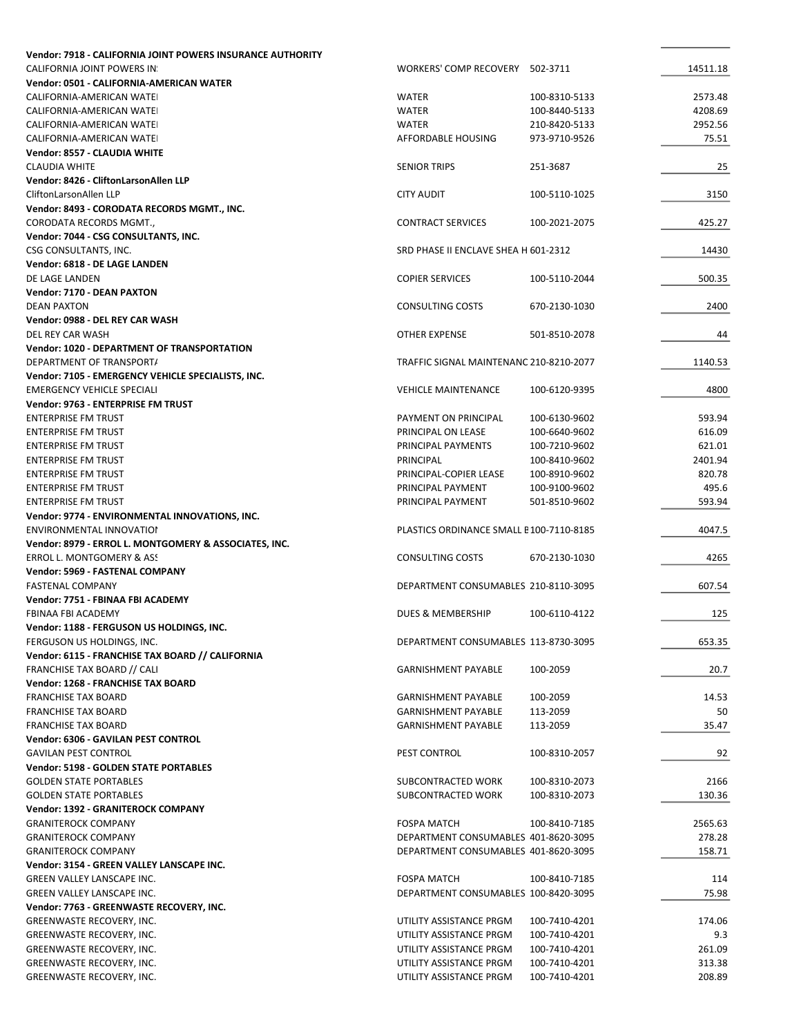| | | | |
|---|---|---|---|
| **Vendor: 7918 - CALIFORNIA JOINT POWERS INSURANCE AUTHORITY** | | | |
| CALIFORNIA JOINT POWERS IN: | WORKERS' COMP RECOVERY | 502-3711 | 14511.18 |
| **Vendor: 0501 - CALIFORNIA-AMERICAN WATER** | | | |
| CALIFORNIA-AMERICAN WATEI | WATER | 100-8310-5133 | 2573.48 |
| CALIFORNIA-AMERICAN WATEI | WATER | 100-8440-5133 | 4208.69 |
| CALIFORNIA-AMERICAN WATEI | WATER | 210-8420-5133 | 2952.56 |
| CALIFORNIA-AMERICAN WATEI | AFFORDABLE HOUSING | 973-9710-9526 | 75.51 |
| **Vendor: 8557 - CLAUDIA WHITE** | | | |
| CLAUDIA WHITE | SENIOR TRIPS | 251-3687 | 25 |
| **Vendor: 8426 - CliftonLarsonAllen LLP** | | | |
| CliftonLarsonAllen LLP | CITY AUDIT | 100-5110-1025 | 3150 |
| **Vendor: 8493 - CORODATA RECORDS MGMT., INC.** | | | |
| CORODATA RECORDS MGMT., | CONTRACT SERVICES | 100-2021-2075 | 425.27 |
| **Vendor: 7044 - CSG CONSULTANTS, INC.** | | | |
| CSG CONSULTANTS, INC. | SRD PHASE II ENCLAVE SHEA H | 601-2312 | 14430 |
| **Vendor: 6818 - DE LAGE LANDEN** | | | |
| DE LAGE LANDEN | COPIER SERVICES | 100-5110-2044 | 500.35 |
| **Vendor: 7170 - DEAN PAXTON** | | | |
| DEAN PAXTON | CONSULTING COSTS | 670-2130-1030 | 2400 |
| **Vendor: 0988 - DEL REY CAR WASH** | | | |
| DEL REY CAR WASH | OTHER EXPENSE | 501-8510-2078 | 44 |
| **Vendor: 1020 - DEPARTMENT OF TRANSPORTATION** | | | |
| DEPARTMENT OF TRANSPORT/ | TRAFFIC SIGNAL MAINTENANC | 210-8210-2077 | 1140.53 |
| **Vendor: 7105 - EMERGENCY VEHICLE SPECIALISTS, INC.** | | | |
| EMERGENCY VEHICLE SPECIALI | VEHICLE MAINTENANCE | 100-6120-9395 | 4800 |
| **Vendor: 9763 - ENTERPRISE FM TRUST** | | | |
| ENTERPRISE FM TRUST | PAYMENT ON PRINCIPAL | 100-6130-9602 | 593.94 |
| ENTERPRISE FM TRUST | PRINCIPAL ON LEASE | 100-6640-9602 | 616.09 |
| ENTERPRISE FM TRUST | PRINCIPAL PAYMENTS | 100-7210-9602 | 621.01 |
| ENTERPRISE FM TRUST | PRINCIPAL | 100-8410-9602 | 2401.94 |
| ENTERPRISE FM TRUST | PRINCIPAL-COPIER LEASE | 100-8910-9602 | 820.78 |
| ENTERPRISE FM TRUST | PRINCIPAL PAYMENT | 100-9100-9602 | 495.6 |
| ENTERPRISE FM TRUST | PRINCIPAL PAYMENT | 501-8510-9602 | 593.94 |
| **Vendor: 9774 - ENVIRONMENTAL INNOVATIONS, INC.** | | | |
| ENVIRONMENTAL INNOVATIOI | PLASTICS ORDINANCE SMALL E | 100-7110-8185 | 4047.5 |
| **Vendor: 8979 - ERROL L. MONTGOMERY & ASSOCIATES, INC.** | | | |
| ERROL L. MONTGOMERY & ASS | CONSULTING COSTS | 670-2130-1030 | 4265 |
| **Vendor: 5969 - FASTENAL COMPANY** | | | |
| FASTENAL COMPANY | DEPARTMENT CONSUMABLES | 210-8110-3095 | 607.54 |
| **Vendor: 7751 - FBINAA FBI ACADEMY** | | | |
| FBINAA FBI ACADEMY | DUES & MEMBERSHIP | 100-6110-4122 | 125 |
| **Vendor: 1188 - FERGUSON US HOLDINGS, INC.** | | | |
| FERGUSON US HOLDINGS, INC. | DEPARTMENT CONSUMABLES | 113-8730-3095 | 653.35 |
| **Vendor: 6115 - FRANCHISE TAX BOARD // CALIFORNIA** | | | |
| FRANCHISE TAX BOARD // CALI | GARNISHMENT PAYABLE | 100-2059 | 20.7 |
| **Vendor: 1268 - FRANCHISE TAX BOARD** | | | |
| FRANCHISE TAX BOARD | GARNISHMENT PAYABLE | 100-2059 | 14.53 |
| FRANCHISE TAX BOARD | GARNISHMENT PAYABLE | 113-2059 | 50 |
| FRANCHISE TAX BOARD | GARNISHMENT PAYABLE | 113-2059 | 35.47 |
| **Vendor: 6306 - GAVILAN PEST CONTROL** | | | |
| GAVILAN PEST CONTROL | PEST CONTROL | 100-8310-2057 | 92 |
| **Vendor: 5198 - GOLDEN STATE PORTABLES** | | | |
| GOLDEN STATE PORTABLES | SUBCONTRACTED WORK | 100-8310-2073 | 2166 |
| GOLDEN STATE PORTABLES | SUBCONTRACTED WORK | 100-8310-2073 | 130.36 |
| **Vendor: 1392 - GRANITEROCK COMPANY** | | | |
| GRANITEROCK COMPANY | FOSPA MATCH | 100-8410-7185 | 2565.63 |
| GRANITEROCK COMPANY | DEPARTMENT CONSUMABLES | 401-8620-3095 | 278.28 |
| GRANITEROCK COMPANY | DEPARTMENT CONSUMABLES | 401-8620-3095 | 158.71 |
| **Vendor: 3154 - GREEN VALLEY LANSCAPE INC.** | | | |
| GREEN VALLEY LANSCAPE INC. | FOSPA MATCH | 100-8410-7185 | 114 |
| GREEN VALLEY LANSCAPE INC. | DEPARTMENT CONSUMABLES | 100-8420-3095 | 75.98 |
| **Vendor: 7763 - GREENWASTE RECOVERY, INC.** | | | |
| GREENWASTE RECOVERY, INC. | UTILITY ASSISTANCE PRGM | 100-7410-4201 | 174.06 |
| GREENWASTE RECOVERY, INC. | UTILITY ASSISTANCE PRGM | 100-7410-4201 | 9.3 |
| GREENWASTE RECOVERY, INC. | UTILITY ASSISTANCE PRGM | 100-7410-4201 | 261.09 |
| GREENWASTE RECOVERY, INC. | UTILITY ASSISTANCE PRGM | 100-7410-4201 | 313.38 |
| GREENWASTE RECOVERY, INC. | UTILITY ASSISTANCE PRGM | 100-7410-4201 | 208.89 |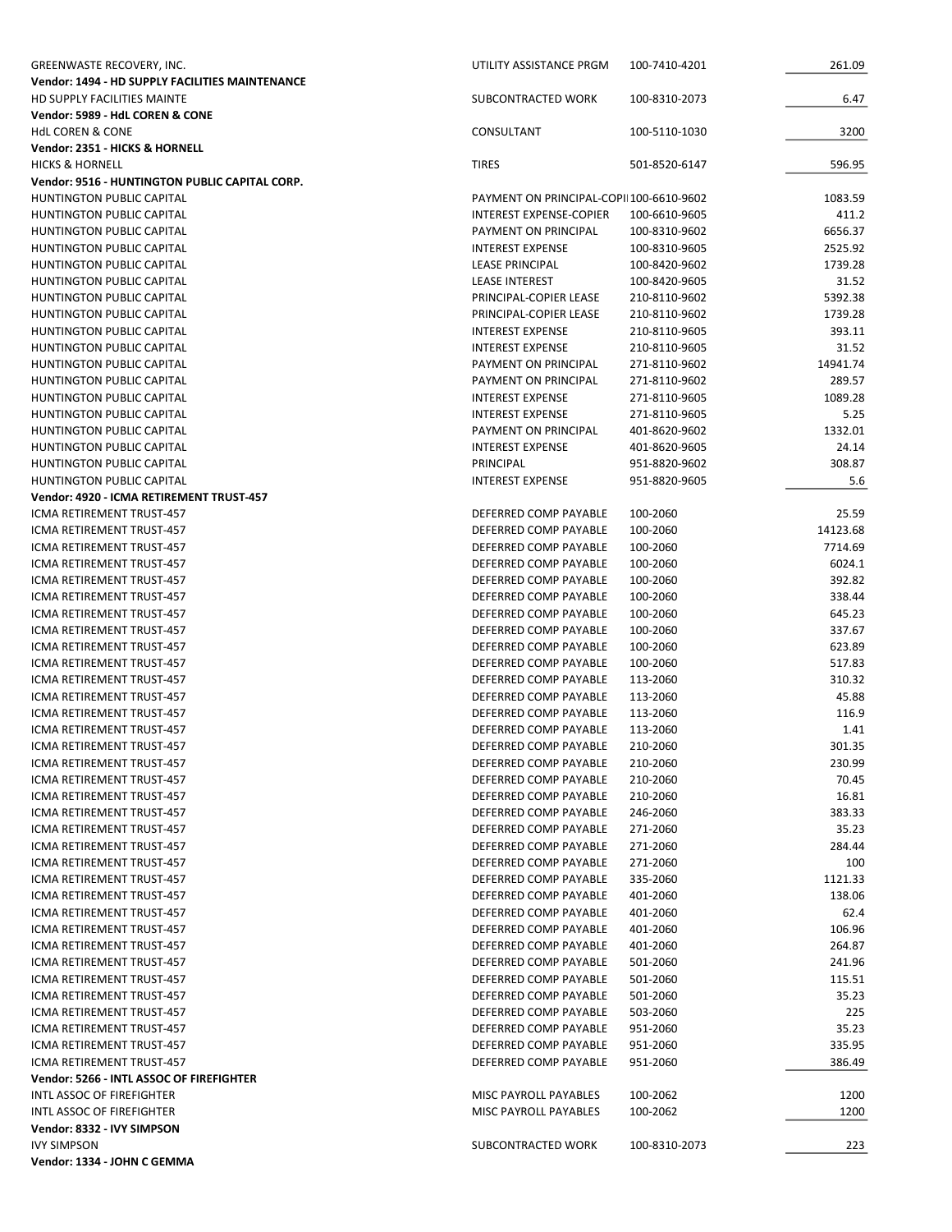| | | | |
|---|---|---|---|
| GREENWASTE RECOVERY, INC. | UTILITY ASSISTANCE PRGM | 100-7410-4201 | 261.09 |
| **Vendor: 1494 - HD SUPPLY FACILITIES MAINTENANCE** | | | |
| HD SUPPLY FACILITIES MAINTE | SUBCONTRACTED WORK | 100-8310-2073 | 6.47 |
| **Vendor: 5989 - HdL COREN & CONE** | | | |
| HdL COREN & CONE | CONSULTANT | 100-5110-1030 | 3200 |
| **Vendor: 2351 - HICKS & HORNELL** | | | |
| HICKS & HORNELL | TIRES | 501-8520-6147 | 596.95 |
| **Vendor: 9516 - HUNTINGTON PUBLIC CAPITAL CORP.** | | | |
| HUNTINGTON PUBLIC CAPITAL | PAYMENT ON PRINCIPAL-COPII | 100-6610-9602 | 1083.59 |
| HUNTINGTON PUBLIC CAPITAL | INTEREST EXPENSE-COPIER | 100-6610-9605 | 411.2 |
| HUNTINGTON PUBLIC CAPITAL | PAYMENT ON PRINCIPAL | 100-8310-9602 | 6656.37 |
| HUNTINGTON PUBLIC CAPITAL | INTEREST EXPENSE | 100-8310-9605 | 2525.92 |
| HUNTINGTON PUBLIC CAPITAL | LEASE PRINCIPAL | 100-8420-9602 | 1739.28 |
| HUNTINGTON PUBLIC CAPITAL | LEASE INTEREST | 100-8420-9605 | 31.52 |
| HUNTINGTON PUBLIC CAPITAL | PRINCIPAL-COPIER LEASE | 210-8110-9602 | 5392.38 |
| HUNTINGTON PUBLIC CAPITAL | PRINCIPAL-COPIER LEASE | 210-8110-9602 | 1739.28 |
| HUNTINGTON PUBLIC CAPITAL | INTEREST EXPENSE | 210-8110-9605 | 393.11 |
| HUNTINGTON PUBLIC CAPITAL | INTEREST EXPENSE | 210-8110-9605 | 31.52 |
| HUNTINGTON PUBLIC CAPITAL | PAYMENT ON PRINCIPAL | 271-8110-9602 | 14941.74 |
| HUNTINGTON PUBLIC CAPITAL | PAYMENT ON PRINCIPAL | 271-8110-9602 | 289.57 |
| HUNTINGTON PUBLIC CAPITAL | INTEREST EXPENSE | 271-8110-9605 | 1089.28 |
| HUNTINGTON PUBLIC CAPITAL | INTEREST EXPENSE | 271-8110-9605 | 5.25 |
| HUNTINGTON PUBLIC CAPITAL | PAYMENT ON PRINCIPAL | 401-8620-9602 | 1332.01 |
| HUNTINGTON PUBLIC CAPITAL | INTEREST EXPENSE | 401-8620-9605 | 24.14 |
| HUNTINGTON PUBLIC CAPITAL | PRINCIPAL | 951-8820-9602 | 308.87 |
| HUNTINGTON PUBLIC CAPITAL | INTEREST EXPENSE | 951-8820-9605 | 5.6 |
| **Vendor: 4920 - ICMA RETIREMENT TRUST-457** | | | |
| ICMA RETIREMENT TRUST-457 | DEFERRED COMP PAYABLE | 100-2060 | 25.59 |
| ICMA RETIREMENT TRUST-457 | DEFERRED COMP PAYABLE | 100-2060 | 14123.68 |
| ICMA RETIREMENT TRUST-457 | DEFERRED COMP PAYABLE | 100-2060 | 7714.69 |
| ICMA RETIREMENT TRUST-457 | DEFERRED COMP PAYABLE | 100-2060 | 6024.1 |
| ICMA RETIREMENT TRUST-457 | DEFERRED COMP PAYABLE | 100-2060 | 392.82 |
| ICMA RETIREMENT TRUST-457 | DEFERRED COMP PAYABLE | 100-2060 | 338.44 |
| ICMA RETIREMENT TRUST-457 | DEFERRED COMP PAYABLE | 100-2060 | 645.23 |
| ICMA RETIREMENT TRUST-457 | DEFERRED COMP PAYABLE | 100-2060 | 337.67 |
| ICMA RETIREMENT TRUST-457 | DEFERRED COMP PAYABLE | 100-2060 | 623.89 |
| ICMA RETIREMENT TRUST-457 | DEFERRED COMP PAYABLE | 100-2060 | 517.83 |
| ICMA RETIREMENT TRUST-457 | DEFERRED COMP PAYABLE | 113-2060 | 310.32 |
| ICMA RETIREMENT TRUST-457 | DEFERRED COMP PAYABLE | 113-2060 | 45.88 |
| ICMA RETIREMENT TRUST-457 | DEFERRED COMP PAYABLE | 113-2060 | 116.9 |
| ICMA RETIREMENT TRUST-457 | DEFERRED COMP PAYABLE | 113-2060 | 1.41 |
| ICMA RETIREMENT TRUST-457 | DEFERRED COMP PAYABLE | 210-2060 | 301.35 |
| ICMA RETIREMENT TRUST-457 | DEFERRED COMP PAYABLE | 210-2060 | 230.99 |
| ICMA RETIREMENT TRUST-457 | DEFERRED COMP PAYABLE | 210-2060 | 70.45 |
| ICMA RETIREMENT TRUST-457 | DEFERRED COMP PAYABLE | 210-2060 | 16.81 |
| ICMA RETIREMENT TRUST-457 | DEFERRED COMP PAYABLE | 246-2060 | 383.33 |
| ICMA RETIREMENT TRUST-457 | DEFERRED COMP PAYABLE | 271-2060 | 35.23 |
| ICMA RETIREMENT TRUST-457 | DEFERRED COMP PAYABLE | 271-2060 | 284.44 |
| ICMA RETIREMENT TRUST-457 | DEFERRED COMP PAYABLE | 271-2060 | 100 |
| ICMA RETIREMENT TRUST-457 | DEFERRED COMP PAYABLE | 335-2060 | 1121.33 |
| ICMA RETIREMENT TRUST-457 | DEFERRED COMP PAYABLE | 401-2060 | 138.06 |
| ICMA RETIREMENT TRUST-457 | DEFERRED COMP PAYABLE | 401-2060 | 62.4 |
| ICMA RETIREMENT TRUST-457 | DEFERRED COMP PAYABLE | 401-2060 | 106.96 |
| ICMA RETIREMENT TRUST-457 | DEFERRED COMP PAYABLE | 401-2060 | 264.87 |
| ICMA RETIREMENT TRUST-457 | DEFERRED COMP PAYABLE | 501-2060 | 241.96 |
| ICMA RETIREMENT TRUST-457 | DEFERRED COMP PAYABLE | 501-2060 | 115.51 |
| ICMA RETIREMENT TRUST-457 | DEFERRED COMP PAYABLE | 501-2060 | 35.23 |
| ICMA RETIREMENT TRUST-457 | DEFERRED COMP PAYABLE | 503-2060 | 225 |
| ICMA RETIREMENT TRUST-457 | DEFERRED COMP PAYABLE | 951-2060 | 35.23 |
| ICMA RETIREMENT TRUST-457 | DEFERRED COMP PAYABLE | 951-2060 | 335.95 |
| ICMA RETIREMENT TRUST-457 | DEFERRED COMP PAYABLE | 951-2060 | 386.49 |
| **Vendor: 5266 - INTL ASSOC OF FIREFIGHTER** | | | |
| INTL ASSOC OF FIREFIGHTER | MISC PAYROLL PAYABLES | 100-2062 | 1200 |
| INTL ASSOC OF FIREFIGHTER | MISC PAYROLL PAYABLES | 100-2062 | 1200 |
| **Vendor: 8332 - IVY SIMPSON** | | | |
| IVY SIMPSON | SUBCONTRACTED WORK | 100-8310-2073 | 223 |
| **Vendor: 1334 - JOHN C GEMMA** | | | |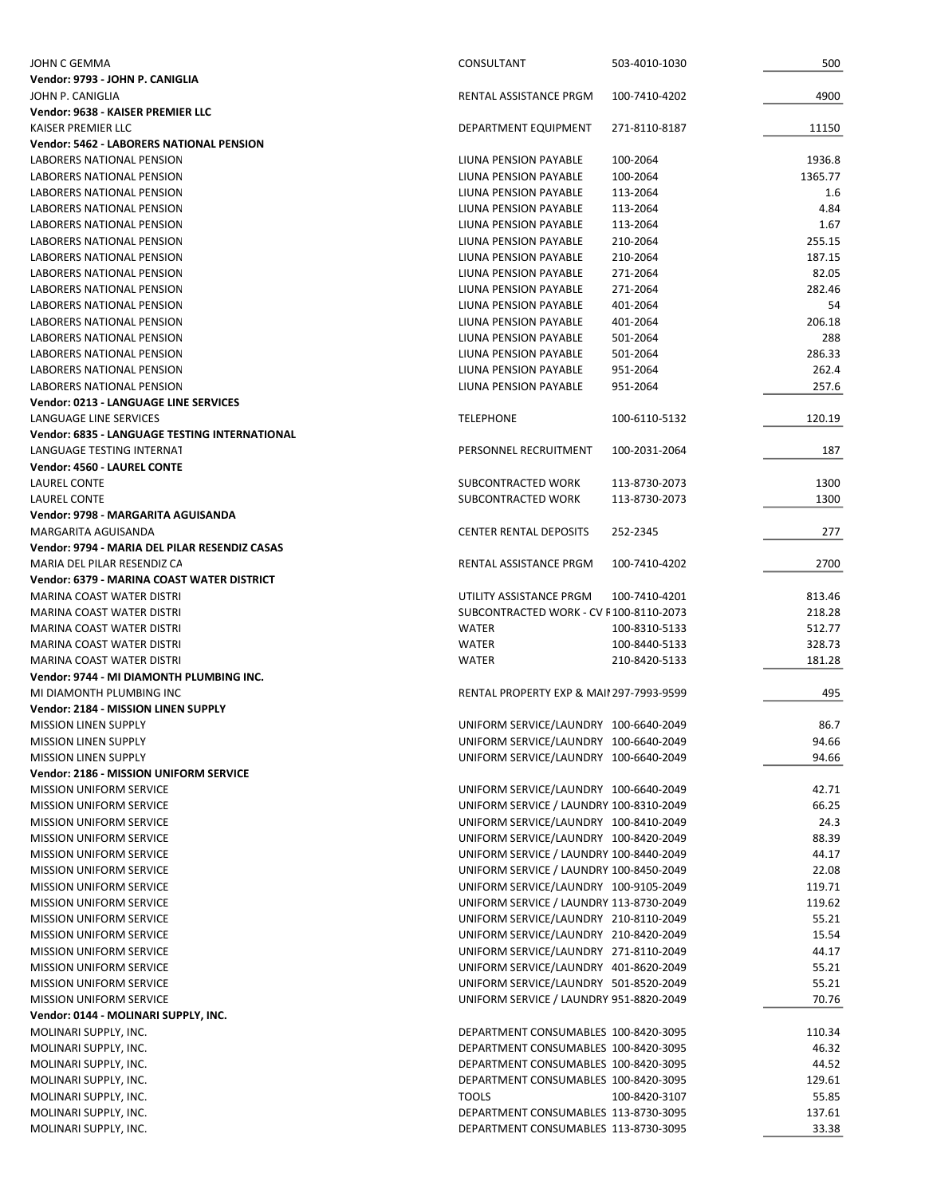| | | | |
|---|---|---|---|
| JOHN C GEMMA | CONSULTANT | 503-4010-1030 | 500 |
| **Vendor: 9793 - JOHN P. CANIGLIA** | | | |
| JOHN P. CANIGLIA | RENTAL ASSISTANCE PRGM | 100-7410-4202 | 4900 |
| **Vendor: 9638 - KAISER PREMIER LLC** | | | |
| KAISER PREMIER LLC | DEPARTMENT EQUIPMENT | 271-8110-8187 | 11150 |
| **Vendor: 5462 - LABORERS NATIONAL PENSION** | | | |
| LABORERS NATIONAL PENSION | LIUNA PENSION PAYABLE | 100-2064 | 1936.8 |
| LABORERS NATIONAL PENSION | LIUNA PENSION PAYABLE | 100-2064 | 1365.77 |
| LABORERS NATIONAL PENSION | LIUNA PENSION PAYABLE | 113-2064 | 1.6 |
| LABORERS NATIONAL PENSION | LIUNA PENSION PAYABLE | 113-2064 | 4.84 |
| LABORERS NATIONAL PENSION | LIUNA PENSION PAYABLE | 113-2064 | 1.67 |
| LABORERS NATIONAL PENSION | LIUNA PENSION PAYABLE | 210-2064 | 255.15 |
| LABORERS NATIONAL PENSION | LIUNA PENSION PAYABLE | 210-2064 | 187.15 |
| LABORERS NATIONAL PENSION | LIUNA PENSION PAYABLE | 271-2064 | 82.05 |
| LABORERS NATIONAL PENSION | LIUNA PENSION PAYABLE | 271-2064 | 282.46 |
| LABORERS NATIONAL PENSION | LIUNA PENSION PAYABLE | 401-2064 | 54 |
| LABORERS NATIONAL PENSION | LIUNA PENSION PAYABLE | 401-2064 | 206.18 |
| LABORERS NATIONAL PENSION | LIUNA PENSION PAYABLE | 501-2064 | 288 |
| LABORERS NATIONAL PENSION | LIUNA PENSION PAYABLE | 501-2064 | 286.33 |
| LABORERS NATIONAL PENSION | LIUNA PENSION PAYABLE | 951-2064 | 262.4 |
| LABORERS NATIONAL PENSION | LIUNA PENSION PAYABLE | 951-2064 | 257.6 |
| **Vendor: 0213 - LANGUAGE LINE SERVICES** | | | |
| LANGUAGE LINE SERVICES | TELEPHONE | 100-6110-5132 | 120.19 |
| **Vendor: 6835 - LANGUAGE TESTING INTERNATIONAL** | | | |
| LANGUAGE TESTING INTERNAT | PERSONNEL RECRUITMENT | 100-2031-2064 | 187 |
| **Vendor: 4560 - LAUREL CONTE** | | | |
| LAUREL CONTE | SUBCONTRACTED WORK | 113-8730-2073 | 1300 |
| LAUREL CONTE | SUBCONTRACTED WORK | 113-8730-2073 | 1300 |
| **Vendor: 9798 - MARGARITA AGUISANDA** | | | |
| MARGARITA AGUISANDA | CENTER RENTAL DEPOSITS | 252-2345 | 277 |
| **Vendor: 9794 - MARIA DEL PILAR RESENDIZ CASAS** | | | |
| MARIA DEL PILAR RESENDIZ CA | RENTAL ASSISTANCE PRGM | 100-7410-4202 | 2700 |
| **Vendor: 6379 - MARINA COAST WATER DISTRICT** | | | |
| MARINA COAST WATER DISTRI | UTILITY ASSISTANCE PRGM | 100-7410-4201 | 813.46 |
| MARINA COAST WATER DISTRI | SUBCONTRACTED WORK - CV F | 100-8110-2073 | 218.28 |
| MARINA COAST WATER DISTRI | WATER | 100-8310-5133 | 512.77 |
| MARINA COAST WATER DISTRI | WATER | 100-8440-5133 | 328.73 |
| MARINA COAST WATER DISTRI | WATER | 210-8420-5133 | 181.28 |
| **Vendor: 9744 - MI DIAMONTH PLUMBING INC.** | | | |
| MI DIAMONTH PLUMBING INC | RENTAL PROPERTY EXP & MAII | 297-7993-9599 | 495 |
| **Vendor: 2184 - MISSION LINEN SUPPLY** | | | |
| MISSION LINEN SUPPLY | UNIFORM SERVICE/LAUNDRY | 100-6640-2049 | 86.7 |
| MISSION LINEN SUPPLY | UNIFORM SERVICE/LAUNDRY | 100-6640-2049 | 94.66 |
| MISSION LINEN SUPPLY | UNIFORM SERVICE/LAUNDRY | 100-6640-2049 | 94.66 |
| **Vendor: 2186 - MISSION UNIFORM SERVICE** | | | |
| MISSION UNIFORM SERVICE | UNIFORM SERVICE/LAUNDRY | 100-6640-2049 | 42.71 |
| MISSION UNIFORM SERVICE | UNIFORM SERVICE / LAUNDRY | 100-8310-2049 | 66.25 |
| MISSION UNIFORM SERVICE | UNIFORM SERVICE/LAUNDRY | 100-8410-2049 | 24.3 |
| MISSION UNIFORM SERVICE | UNIFORM SERVICE/LAUNDRY | 100-8420-2049 | 88.39 |
| MISSION UNIFORM SERVICE | UNIFORM SERVICE / LAUNDRY | 100-8440-2049 | 44.17 |
| MISSION UNIFORM SERVICE | UNIFORM SERVICE / LAUNDRY | 100-8450-2049 | 22.08 |
| MISSION UNIFORM SERVICE | UNIFORM SERVICE/LAUNDRY | 100-9105-2049 | 119.71 |
| MISSION UNIFORM SERVICE | UNIFORM SERVICE / LAUNDRY | 113-8730-2049 | 119.62 |
| MISSION UNIFORM SERVICE | UNIFORM SERVICE/LAUNDRY | 210-8110-2049 | 55.21 |
| MISSION UNIFORM SERVICE | UNIFORM SERVICE/LAUNDRY | 210-8420-2049 | 15.54 |
| MISSION UNIFORM SERVICE | UNIFORM SERVICE/LAUNDRY | 271-8110-2049 | 44.17 |
| MISSION UNIFORM SERVICE | UNIFORM SERVICE/LAUNDRY | 401-8620-2049 | 55.21 |
| MISSION UNIFORM SERVICE | UNIFORM SERVICE/LAUNDRY | 501-8520-2049 | 55.21 |
| MISSION UNIFORM SERVICE | UNIFORM SERVICE / LAUNDRY | 951-8820-2049 | 70.76 |
| **Vendor: 0144 - MOLINARI SUPPLY, INC.** | | | |
| MOLINARI SUPPLY, INC. | DEPARTMENT CONSUMABLES | 100-8420-3095 | 110.34 |
| MOLINARI SUPPLY, INC. | DEPARTMENT CONSUMABLES | 100-8420-3095 | 46.32 |
| MOLINARI SUPPLY, INC. | DEPARTMENT CONSUMABLES | 100-8420-3095 | 44.52 |
| MOLINARI SUPPLY, INC. | DEPARTMENT CONSUMABLES | 100-8420-3095 | 129.61 |
| MOLINARI SUPPLY, INC. | TOOLS | 100-8420-3107 | 55.85 |
| MOLINARI SUPPLY, INC. | DEPARTMENT CONSUMABLES | 113-8730-3095 | 137.61 |
| MOLINARI SUPPLY, INC. | DEPARTMENT CONSUMABLES | 113-8730-3095 | 33.38 |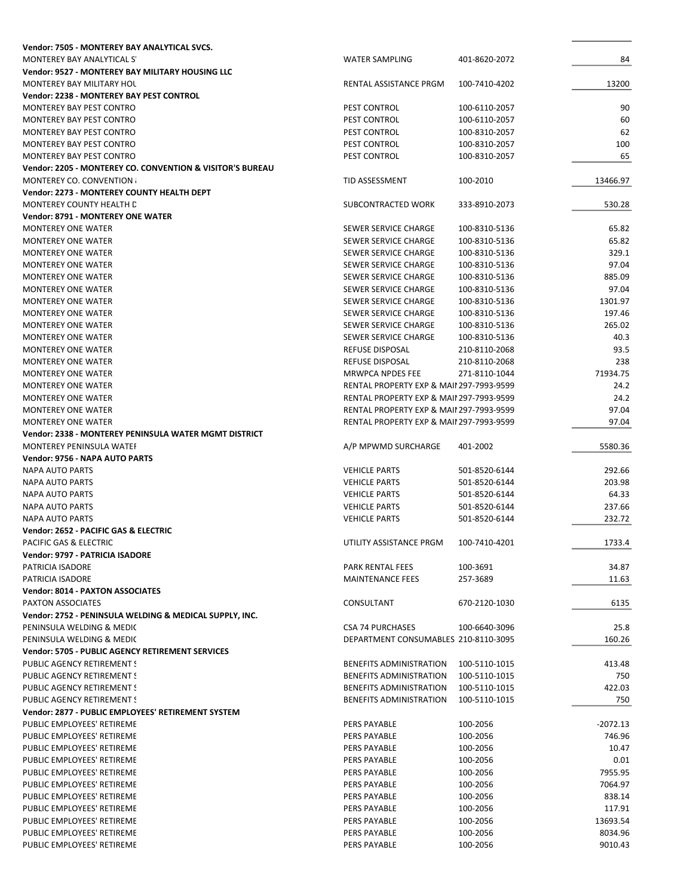| | | | |
|---|---|---|---|
| **Vendor: 7505 - MONTEREY BAY ANALYTICAL SVCS.** | | | |
| MONTEREY BAY ANALYTICAL S' | WATER SAMPLING | 401-8620-2072 | 84 |
| **Vendor: 9527 - MONTEREY BAY MILITARY HOUSING LLC** | | | |
| MONTEREY BAY MILITARY HOL | RENTAL ASSISTANCE PRGM | 100-7410-4202 | 13200 |
| **Vendor: 2238 - MONTEREY BAY PEST CONTROL** | | | |
| MONTEREY BAY PEST CONTRO | PEST CONTROL | 100-6110-2057 | 90 |
| MONTEREY BAY PEST CONTRO | PEST CONTROL | 100-6110-2057 | 60 |
| MONTEREY BAY PEST CONTRO | PEST CONTROL | 100-8310-2057 | 62 |
| MONTEREY BAY PEST CONTRO | PEST CONTROL | 100-8310-2057 | 100 |
| MONTEREY BAY PEST CONTRO | PEST CONTROL | 100-8310-2057 | 65 |
| **Vendor: 2205 - MONTEREY CO. CONVENTION & VISITOR'S BUREAU** | | | |
| MONTEREY CO. CONVENTION | TID ASSESSMENT | 100-2010 | 13466.97 |
| **Vendor: 2273 - MONTEREY COUNTY HEALTH DEPT** | | | |
| MONTEREY COUNTY HEALTH D | SUBCONTRACTED WORK | 333-8910-2073 | 530.28 |
| **Vendor: 8791 - MONTEREY ONE WATER** | | | |
| MONTEREY ONE WATER | SEWER SERVICE CHARGE | 100-8310-5136 | 65.82 |
| MONTEREY ONE WATER | SEWER SERVICE CHARGE | 100-8310-5136 | 65.82 |
| MONTEREY ONE WATER | SEWER SERVICE CHARGE | 100-8310-5136 | 329.1 |
| MONTEREY ONE WATER | SEWER SERVICE CHARGE | 100-8310-5136 | 97.04 |
| MONTEREY ONE WATER | SEWER SERVICE CHARGE | 100-8310-5136 | 885.09 |
| MONTEREY ONE WATER | SEWER SERVICE CHARGE | 100-8310-5136 | 97.04 |
| MONTEREY ONE WATER | SEWER SERVICE CHARGE | 100-8310-5136 | 1301.97 |
| MONTEREY ONE WATER | SEWER SERVICE CHARGE | 100-8310-5136 | 197.46 |
| MONTEREY ONE WATER | SEWER SERVICE CHARGE | 100-8310-5136 | 265.02 |
| MONTEREY ONE WATER | SEWER SERVICE CHARGE | 100-8310-5136 | 40.3 |
| MONTEREY ONE WATER | REFUSE DISPOSAL | 210-8110-2068 | 93.5 |
| MONTEREY ONE WATER | REFUSE DISPOSAL | 210-8110-2068 | 238 |
| MONTEREY ONE WATER | MRWPCA NPDES FEE | 271-8110-1044 | 71934.75 |
| MONTEREY ONE WATER | RENTAL PROPERTY EXP & MAII | 297-7993-9599 | 24.2 |
| MONTEREY ONE WATER | RENTAL PROPERTY EXP & MAII | 297-7993-9599 | 24.2 |
| MONTEREY ONE WATER | RENTAL PROPERTY EXP & MAII | 297-7993-9599 | 97.04 |
| MONTEREY ONE WATER | RENTAL PROPERTY EXP & MAII | 297-7993-9599 | 97.04 |
| **Vendor: 2338 - MONTEREY PENINSULA WATER MGMT DISTRICT** | | | |
| MONTEREY PENINSULA WATEI | A/P MPWMD SURCHARGE | 401-2002 | 5580.36 |
| **Vendor: 9756 - NAPA AUTO PARTS** | | | |
| NAPA AUTO PARTS | VEHICLE PARTS | 501-8520-6144 | 292.66 |
| NAPA AUTO PARTS | VEHICLE PARTS | 501-8520-6144 | 203.98 |
| NAPA AUTO PARTS | VEHICLE PARTS | 501-8520-6144 | 64.33 |
| NAPA AUTO PARTS | VEHICLE PARTS | 501-8520-6144 | 237.66 |
| NAPA AUTO PARTS | VEHICLE PARTS | 501-8520-6144 | 232.72 |
| **Vendor: 2652 - PACIFIC GAS & ELECTRIC** | | | |
| PACIFIC GAS & ELECTRIC | UTILITY ASSISTANCE PRGM | 100-7410-4201 | 1733.4 |
| **Vendor: 9797 - PATRICIA ISADORE** | | | |
| PATRICIA ISADORE | PARK RENTAL FEES | 100-3691 | 34.87 |
| PATRICIA ISADORE | MAINTENANCE FEES | 257-3689 | 11.63 |
| **Vendor: 8014 - PAXTON ASSOCIATES** | | | |
| PAXTON ASSOCIATES | CONSULTANT | 670-2120-1030 | 6135 |
| **Vendor: 2752 - PENINSULA WELDING & MEDICAL SUPPLY, INC.** | | | |
| PENINSULA WELDING & MEDIC | CSA 74 PURCHASES | 100-6640-3096 | 25.8 |
| PENINSULA WELDING & MEDIC | DEPARTMENT CONSUMABLES | 210-8110-3095 | 160.26 |
| **Vendor: 5705 - PUBLIC AGENCY RETIREMENT SERVICES** | | | |
| PUBLIC AGENCY RETIREMENT S | BENEFITS ADMINISTRATION | 100-5110-1015 | 413.48 |
| PUBLIC AGENCY RETIREMENT S | BENEFITS ADMINISTRATION | 100-5110-1015 | 750 |
| PUBLIC AGENCY RETIREMENT S | BENEFITS ADMINISTRATION | 100-5110-1015 | 422.03 |
| PUBLIC AGENCY RETIREMENT S | BENEFITS ADMINISTRATION | 100-5110-1015 | 750 |
| **Vendor: 2877 - PUBLIC EMPLOYEES' RETIREMENT SYSTEM** | | | |
| PUBLIC EMPLOYEES' RETIREME | PERS PAYABLE | 100-2056 | -2072.13 |
| PUBLIC EMPLOYEES' RETIREME | PERS PAYABLE | 100-2056 | 746.96 |
| PUBLIC EMPLOYEES' RETIREME | PERS PAYABLE | 100-2056 | 10.47 |
| PUBLIC EMPLOYEES' RETIREME | PERS PAYABLE | 100-2056 | 0.01 |
| PUBLIC EMPLOYEES' RETIREME | PERS PAYABLE | 100-2056 | 7955.95 |
| PUBLIC EMPLOYEES' RETIREME | PERS PAYABLE | 100-2056 | 7064.97 |
| PUBLIC EMPLOYEES' RETIREME | PERS PAYABLE | 100-2056 | 838.14 |
| PUBLIC EMPLOYEES' RETIREME | PERS PAYABLE | 100-2056 | 117.91 |
| PUBLIC EMPLOYEES' RETIREME | PERS PAYABLE | 100-2056 | 13693.54 |
| PUBLIC EMPLOYEES' RETIREME | PERS PAYABLE | 100-2056 | 8034.96 |
| PUBLIC EMPLOYEES' RETIREME | PERS PAYABLE | 100-2056 | 9010.43 |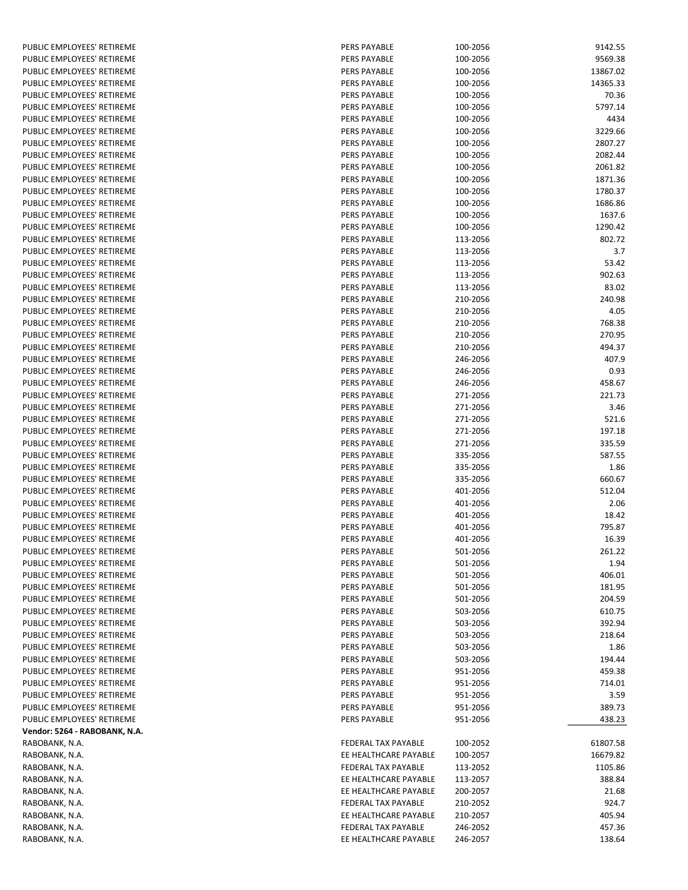| | | | |
|---|---|---|---|
| PUBLIC EMPLOYEES' RETIREME | PERS PAYABLE | 100-2056 | 9142.55 |
| PUBLIC EMPLOYEES' RETIREME | PERS PAYABLE | 100-2056 | 9569.38 |
| PUBLIC EMPLOYEES' RETIREME | PERS PAYABLE | 100-2056 | 13867.02 |
| PUBLIC EMPLOYEES' RETIREME | PERS PAYABLE | 100-2056 | 14365.33 |
| PUBLIC EMPLOYEES' RETIREME | PERS PAYABLE | 100-2056 | 70.36 |
| PUBLIC EMPLOYEES' RETIREME | PERS PAYABLE | 100-2056 | 5797.14 |
| PUBLIC EMPLOYEES' RETIREME | PERS PAYABLE | 100-2056 | 4434 |
| PUBLIC EMPLOYEES' RETIREME | PERS PAYABLE | 100-2056 | 3229.66 |
| PUBLIC EMPLOYEES' RETIREME | PERS PAYABLE | 100-2056 | 2807.27 |
| PUBLIC EMPLOYEES' RETIREME | PERS PAYABLE | 100-2056 | 2082.44 |
| PUBLIC EMPLOYEES' RETIREME | PERS PAYABLE | 100-2056 | 2061.82 |
| PUBLIC EMPLOYEES' RETIREME | PERS PAYABLE | 100-2056 | 1871.36 |
| PUBLIC EMPLOYEES' RETIREME | PERS PAYABLE | 100-2056 | 1780.37 |
| PUBLIC EMPLOYEES' RETIREME | PERS PAYABLE | 100-2056 | 1686.86 |
| PUBLIC EMPLOYEES' RETIREME | PERS PAYABLE | 100-2056 | 1637.6 |
| PUBLIC EMPLOYEES' RETIREME | PERS PAYABLE | 100-2056 | 1290.42 |
| PUBLIC EMPLOYEES' RETIREME | PERS PAYABLE | 113-2056 | 802.72 |
| PUBLIC EMPLOYEES' RETIREME | PERS PAYABLE | 113-2056 | 3.7 |
| PUBLIC EMPLOYEES' RETIREME | PERS PAYABLE | 113-2056 | 53.42 |
| PUBLIC EMPLOYEES' RETIREME | PERS PAYABLE | 113-2056 | 902.63 |
| PUBLIC EMPLOYEES' RETIREME | PERS PAYABLE | 113-2056 | 83.02 |
| PUBLIC EMPLOYEES' RETIREME | PERS PAYABLE | 210-2056 | 240.98 |
| PUBLIC EMPLOYEES' RETIREME | PERS PAYABLE | 210-2056 | 4.05 |
| PUBLIC EMPLOYEES' RETIREME | PERS PAYABLE | 210-2056 | 768.38 |
| PUBLIC EMPLOYEES' RETIREME | PERS PAYABLE | 210-2056 | 270.95 |
| PUBLIC EMPLOYEES' RETIREME | PERS PAYABLE | 210-2056 | 494.37 |
| PUBLIC EMPLOYEES' RETIREME | PERS PAYABLE | 246-2056 | 407.9 |
| PUBLIC EMPLOYEES' RETIREME | PERS PAYABLE | 246-2056 | 0.93 |
| PUBLIC EMPLOYEES' RETIREME | PERS PAYABLE | 246-2056 | 458.67 |
| PUBLIC EMPLOYEES' RETIREME | PERS PAYABLE | 271-2056 | 221.73 |
| PUBLIC EMPLOYEES' RETIREME | PERS PAYABLE | 271-2056 | 3.46 |
| PUBLIC EMPLOYEES' RETIREME | PERS PAYABLE | 271-2056 | 521.6 |
| PUBLIC EMPLOYEES' RETIREME | PERS PAYABLE | 271-2056 | 197.18 |
| PUBLIC EMPLOYEES' RETIREME | PERS PAYABLE | 271-2056 | 335.59 |
| PUBLIC EMPLOYEES' RETIREME | PERS PAYABLE | 335-2056 | 587.55 |
| PUBLIC EMPLOYEES' RETIREME | PERS PAYABLE | 335-2056 | 1.86 |
| PUBLIC EMPLOYEES' RETIREME | PERS PAYABLE | 335-2056 | 660.67 |
| PUBLIC EMPLOYEES' RETIREME | PERS PAYABLE | 401-2056 | 512.04 |
| PUBLIC EMPLOYEES' RETIREME | PERS PAYABLE | 401-2056 | 2.06 |
| PUBLIC EMPLOYEES' RETIREME | PERS PAYABLE | 401-2056 | 18.42 |
| PUBLIC EMPLOYEES' RETIREME | PERS PAYABLE | 401-2056 | 795.87 |
| PUBLIC EMPLOYEES' RETIREME | PERS PAYABLE | 401-2056 | 16.39 |
| PUBLIC EMPLOYEES' RETIREME | PERS PAYABLE | 501-2056 | 261.22 |
| PUBLIC EMPLOYEES' RETIREME | PERS PAYABLE | 501-2056 | 1.94 |
| PUBLIC EMPLOYEES' RETIREME | PERS PAYABLE | 501-2056 | 406.01 |
| PUBLIC EMPLOYEES' RETIREME | PERS PAYABLE | 501-2056 | 181.95 |
| PUBLIC EMPLOYEES' RETIREME | PERS PAYABLE | 501-2056 | 204.59 |
| PUBLIC EMPLOYEES' RETIREME | PERS PAYABLE | 503-2056 | 610.75 |
| PUBLIC EMPLOYEES' RETIREME | PERS PAYABLE | 503-2056 | 392.94 |
| PUBLIC EMPLOYEES' RETIREME | PERS PAYABLE | 503-2056 | 218.64 |
| PUBLIC EMPLOYEES' RETIREME | PERS PAYABLE | 503-2056 | 1.86 |
| PUBLIC EMPLOYEES' RETIREME | PERS PAYABLE | 503-2056 | 194.44 |
| PUBLIC EMPLOYEES' RETIREME | PERS PAYABLE | 951-2056 | 459.38 |
| PUBLIC EMPLOYEES' RETIREME | PERS PAYABLE | 951-2056 | 714.01 |
| PUBLIC EMPLOYEES' RETIREME | PERS PAYABLE | 951-2056 | 3.59 |
| PUBLIC EMPLOYEES' RETIREME | PERS PAYABLE | 951-2056 | 389.73 |
| PUBLIC EMPLOYEES' RETIREME | PERS PAYABLE | 951-2056 | 438.23 |
| **Vendor: 5264 - RABOBANK, N.A.** | | | |
| RABOBANK, N.A. | FEDERAL TAX PAYABLE | 100-2052 | 61807.58 |
| RABOBANK, N.A. | EE HEALTHCARE PAYABLE | 100-2057 | 16679.82 |
| RABOBANK, N.A. | FEDERAL TAX PAYABLE | 113-2052 | 1105.86 |
| RABOBANK, N.A. | EE HEALTHCARE PAYABLE | 113-2057 | 388.84 |
| RABOBANK, N.A. | EE HEALTHCARE PAYABLE | 200-2057 | 21.68 |
| RABOBANK, N.A. | FEDERAL TAX PAYABLE | 210-2052 | 924.7 |
| RABOBANK, N.A. | EE HEALTHCARE PAYABLE | 210-2057 | 405.94 |
| RABOBANK, N.A. | FEDERAL TAX PAYABLE | 246-2052 | 457.36 |
| RABOBANK, N.A. | EE HEALTHCARE PAYABLE | 246-2057 | 138.64 |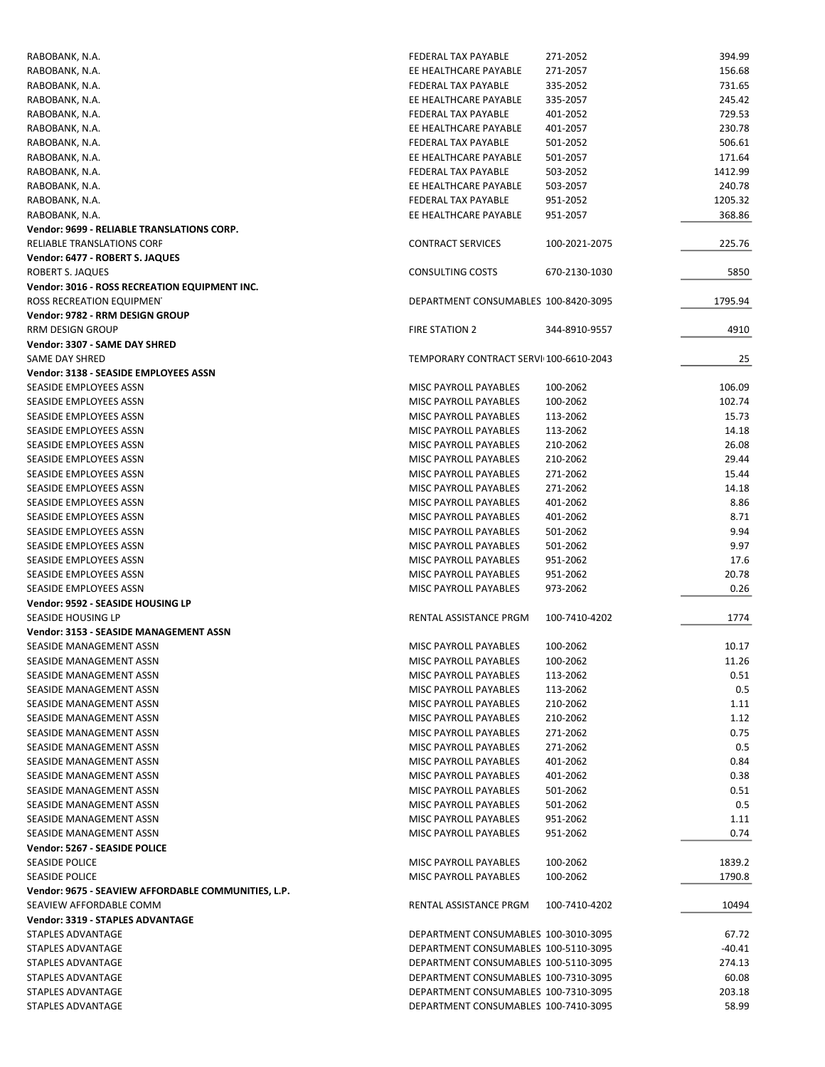| | | | |
|---|---|---|---|
| RABOBANK, N.A. | FEDERAL TAX PAYABLE | 271-2052 | 394.99 |
| RABOBANK, N.A. | EE HEALTHCARE PAYABLE | 271-2057 | 156.68 |
| RABOBANK, N.A. | FEDERAL TAX PAYABLE | 335-2052 | 731.65 |
| RABOBANK, N.A. | EE HEALTHCARE PAYABLE | 335-2057 | 245.42 |
| RABOBANK, N.A. | FEDERAL TAX PAYABLE | 401-2052 | 729.53 |
| RABOBANK, N.A. | EE HEALTHCARE PAYABLE | 401-2057 | 230.78 |
| RABOBANK, N.A. | FEDERAL TAX PAYABLE | 501-2052 | 506.61 |
| RABOBANK, N.A. | EE HEALTHCARE PAYABLE | 501-2057 | 171.64 |
| RABOBANK, N.A. | FEDERAL TAX PAYABLE | 503-2052 | 1412.99 |
| RABOBANK, N.A. | EE HEALTHCARE PAYABLE | 503-2057 | 240.78 |
| RABOBANK, N.A. | FEDERAL TAX PAYABLE | 951-2052 | 1205.32 |
| RABOBANK, N.A. | EE HEALTHCARE PAYABLE | 951-2057 | 368.86 |
| **Vendor: 9699 - RELIABLE TRANSLATIONS CORP.** | | | |
| RELIABLE TRANSLATIONS CORF | CONTRACT SERVICES | 100-2021-2075 | 225.76 |
| **Vendor: 6477 - ROBERT S. JAQUES** | | | |
| ROBERT S. JAQUES | CONSULTING COSTS | 670-2130-1030 | 5850 |
| **Vendor: 3016 - ROSS RECREATION EQUIPMENT INC.** | | | |
| ROSS RECREATION EQUIPMENT | DEPARTMENT CONSUMABLES | 100-8420-3095 | 1795.94 |
| **Vendor: 9782 - RRM DESIGN GROUP** | | | |
| RRM DESIGN GROUP | FIRE STATION 2 | 344-8910-9557 | 4910 |
| **Vendor: 3307 - SAME DAY SHRED** | | | |
| SAME DAY SHRED | TEMPORARY CONTRACT SERVI | 100-6610-2043 | 25 |
| **Vendor: 3138 - SEASIDE EMPLOYEES ASSN** | | | |
| SEASIDE EMPLOYEES ASSN | MISC PAYROLL PAYABLES | 100-2062 | 106.09 |
| SEASIDE EMPLOYEES ASSN | MISC PAYROLL PAYABLES | 100-2062 | 102.74 |
| SEASIDE EMPLOYEES ASSN | MISC PAYROLL PAYABLES | 113-2062 | 15.73 |
| SEASIDE EMPLOYEES ASSN | MISC PAYROLL PAYABLES | 113-2062 | 14.18 |
| SEASIDE EMPLOYEES ASSN | MISC PAYROLL PAYABLES | 210-2062 | 26.08 |
| SEASIDE EMPLOYEES ASSN | MISC PAYROLL PAYABLES | 210-2062 | 29.44 |
| SEASIDE EMPLOYEES ASSN | MISC PAYROLL PAYABLES | 271-2062 | 15.44 |
| SEASIDE EMPLOYEES ASSN | MISC PAYROLL PAYABLES | 271-2062 | 14.18 |
| SEASIDE EMPLOYEES ASSN | MISC PAYROLL PAYABLES | 401-2062 | 8.86 |
| SEASIDE EMPLOYEES ASSN | MISC PAYROLL PAYABLES | 401-2062 | 8.71 |
| SEASIDE EMPLOYEES ASSN | MISC PAYROLL PAYABLES | 501-2062 | 9.94 |
| SEASIDE EMPLOYEES ASSN | MISC PAYROLL PAYABLES | 501-2062 | 9.97 |
| SEASIDE EMPLOYEES ASSN | MISC PAYROLL PAYABLES | 951-2062 | 17.6 |
| SEASIDE EMPLOYEES ASSN | MISC PAYROLL PAYABLES | 951-2062 | 20.78 |
| SEASIDE EMPLOYEES ASSN | MISC PAYROLL PAYABLES | 973-2062 | 0.26 |
| **Vendor: 9592 - SEASIDE HOUSING LP** | | | |
| SEASIDE HOUSING LP | RENTAL ASSISTANCE PRGM | 100-7410-4202 | 1774 |
| **Vendor: 3153 - SEASIDE MANAGEMENT ASSN** | | | |
| SEASIDE MANAGEMENT ASSN | MISC PAYROLL PAYABLES | 100-2062 | 10.17 |
| SEASIDE MANAGEMENT ASSN | MISC PAYROLL PAYABLES | 100-2062 | 11.26 |
| SEASIDE MANAGEMENT ASSN | MISC PAYROLL PAYABLES | 113-2062 | 0.51 |
| SEASIDE MANAGEMENT ASSN | MISC PAYROLL PAYABLES | 113-2062 | 0.5 |
| SEASIDE MANAGEMENT ASSN | MISC PAYROLL PAYABLES | 210-2062 | 1.11 |
| SEASIDE MANAGEMENT ASSN | MISC PAYROLL PAYABLES | 210-2062 | 1.12 |
| SEASIDE MANAGEMENT ASSN | MISC PAYROLL PAYABLES | 271-2062 | 0.75 |
| SEASIDE MANAGEMENT ASSN | MISC PAYROLL PAYABLES | 271-2062 | 0.5 |
| SEASIDE MANAGEMENT ASSN | MISC PAYROLL PAYABLES | 401-2062 | 0.84 |
| SEASIDE MANAGEMENT ASSN | MISC PAYROLL PAYABLES | 401-2062 | 0.38 |
| SEASIDE MANAGEMENT ASSN | MISC PAYROLL PAYABLES | 501-2062 | 0.51 |
| SEASIDE MANAGEMENT ASSN | MISC PAYROLL PAYABLES | 501-2062 | 0.5 |
| SEASIDE MANAGEMENT ASSN | MISC PAYROLL PAYABLES | 951-2062 | 1.11 |
| SEASIDE MANAGEMENT ASSN | MISC PAYROLL PAYABLES | 951-2062 | 0.74 |
| **Vendor: 5267 - SEASIDE POLICE** | | | |
| SEASIDE POLICE | MISC PAYROLL PAYABLES | 100-2062 | 1839.2 |
| SEASIDE POLICE | MISC PAYROLL PAYABLES | 100-2062 | 1790.8 |
| **Vendor: 9675 - SEAVIEW AFFORDABLE COMMUNITIES, L.P.** | | | |
| SEAVIEW AFFORDABLE COMM | RENTAL ASSISTANCE PRGM | 100-7410-4202 | 10494 |
| **Vendor: 3319 - STAPLES ADVANTAGE** | | | |
| STAPLES ADVANTAGE | DEPARTMENT CONSUMABLES | 100-3010-3095 | 67.72 |
| STAPLES ADVANTAGE | DEPARTMENT CONSUMABLES | 100-5110-3095 | -40.41 |
| STAPLES ADVANTAGE | DEPARTMENT CONSUMABLES | 100-5110-3095 | 274.13 |
| STAPLES ADVANTAGE | DEPARTMENT CONSUMABLES | 100-7310-3095 | 60.08 |
| STAPLES ADVANTAGE | DEPARTMENT CONSUMABLES | 100-7310-3095 | 203.18 |
| STAPLES ADVANTAGE | DEPARTMENT CONSUMABLES | 100-7410-3095 | 58.99 |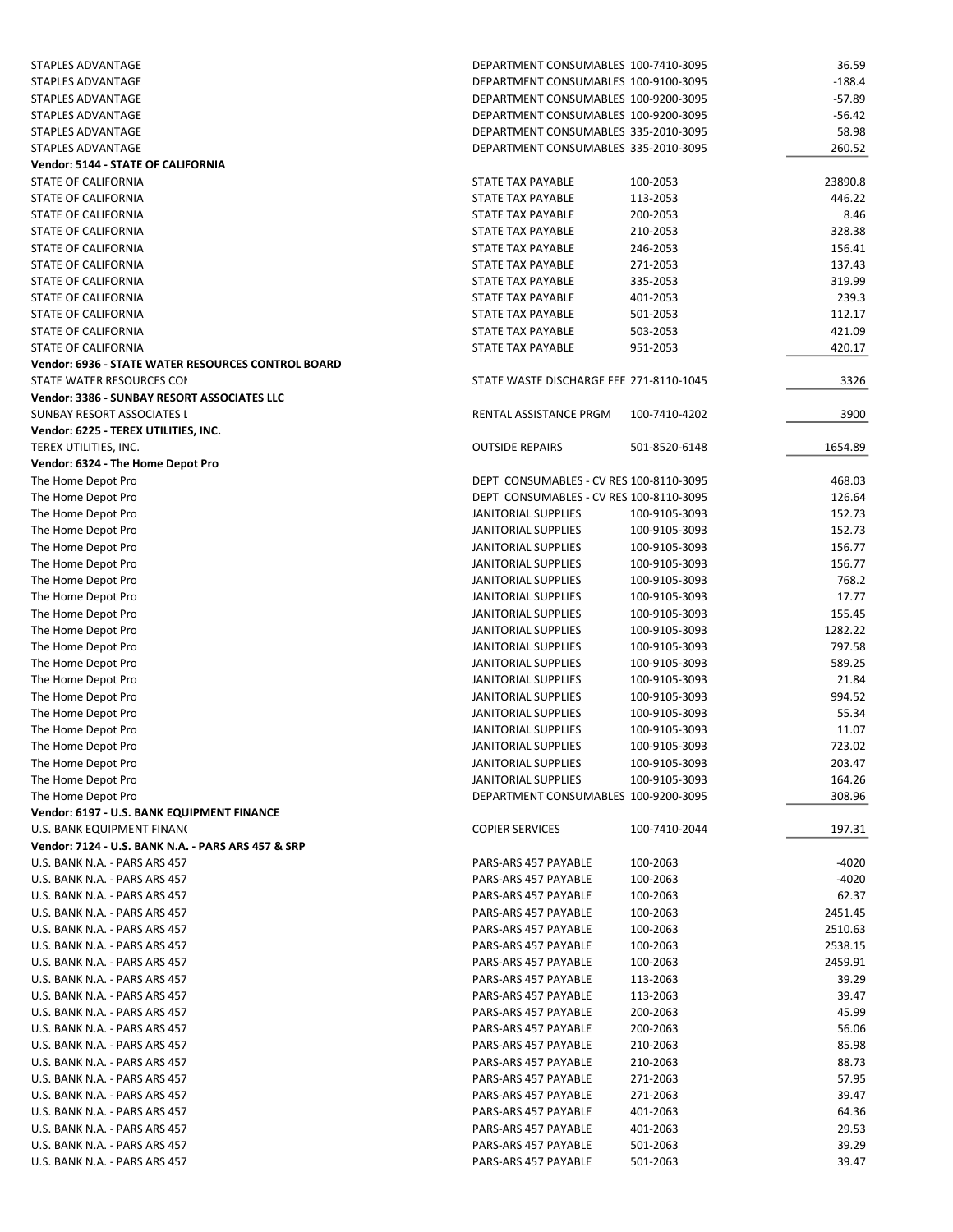| | | | |
|---|---|---|---|
| STAPLES ADVANTAGE | DEPARTMENT CONSUMABLES | 100-7410-3095 | 36.59 |
| STAPLES ADVANTAGE | DEPARTMENT CONSUMABLES | 100-9100-3095 | -188.4 |
| STAPLES ADVANTAGE | DEPARTMENT CONSUMABLES | 100-9200-3095 | -57.89 |
| STAPLES ADVANTAGE | DEPARTMENT CONSUMABLES | 100-9200-3095 | -56.42 |
| STAPLES ADVANTAGE | DEPARTMENT CONSUMABLES | 335-2010-3095 | 58.98 |
| STAPLES ADVANTAGE | DEPARTMENT CONSUMABLES | 335-2010-3095 | 260.52 |
| **Vendor: 5144 - STATE OF CALIFORNIA** | | | |
| STATE OF CALIFORNIA | STATE TAX PAYABLE | 100-2053 | 23890.8 |
| STATE OF CALIFORNIA | STATE TAX PAYABLE | 113-2053 | 446.22 |
| STATE OF CALIFORNIA | STATE TAX PAYABLE | 200-2053 | 8.46 |
| STATE OF CALIFORNIA | STATE TAX PAYABLE | 210-2053 | 328.38 |
| STATE OF CALIFORNIA | STATE TAX PAYABLE | 246-2053 | 156.41 |
| STATE OF CALIFORNIA | STATE TAX PAYABLE | 271-2053 | 137.43 |
| STATE OF CALIFORNIA | STATE TAX PAYABLE | 335-2053 | 319.99 |
| STATE OF CALIFORNIA | STATE TAX PAYABLE | 401-2053 | 239.3 |
| STATE OF CALIFORNIA | STATE TAX PAYABLE | 501-2053 | 112.17 |
| STATE OF CALIFORNIA | STATE TAX PAYABLE | 503-2053 | 421.09 |
| STATE OF CALIFORNIA | STATE TAX PAYABLE | 951-2053 | 420.17 |
| **Vendor: 6936 - STATE WATER RESOURCES CONTROL BOARD** | | | |
| STATE WATER RESOURCES CON | STATE WASTE DISCHARGE FEE | 271-8110-1045 | 3326 |
| **Vendor: 3386 - SUNBAY RESORT ASSOCIATES LLC** | | | |
| SUNBAY RESORT ASSOCIATES L | RENTAL ASSISTANCE PRGM | 100-7410-4202 | 3900 |
| **Vendor: 6225 - TEREX UTILITIES, INC.** | | | |
| TEREX UTILITIES, INC. | OUTSIDE REPAIRS | 501-8520-6148 | 1654.89 |
| **Vendor: 6324 - The Home Depot Pro** | | | |
| The Home Depot Pro | DEPT CONSUMABLES - CV RES | 100-8110-3095 | 468.03 |
| The Home Depot Pro | DEPT CONSUMABLES - CV RES | 100-8110-3095 | 126.64 |
| The Home Depot Pro | JANITORIAL SUPPLIES | 100-9105-3093 | 152.73 |
| The Home Depot Pro | JANITORIAL SUPPLIES | 100-9105-3093 | 152.73 |
| The Home Depot Pro | JANITORIAL SUPPLIES | 100-9105-3093 | 156.77 |
| The Home Depot Pro | JANITORIAL SUPPLIES | 100-9105-3093 | 156.77 |
| The Home Depot Pro | JANITORIAL SUPPLIES | 100-9105-3093 | 768.2 |
| The Home Depot Pro | JANITORIAL SUPPLIES | 100-9105-3093 | 17.77 |
| The Home Depot Pro | JANITORIAL SUPPLIES | 100-9105-3093 | 155.45 |
| The Home Depot Pro | JANITORIAL SUPPLIES | 100-9105-3093 | 1282.22 |
| The Home Depot Pro | JANITORIAL SUPPLIES | 100-9105-3093 | 797.58 |
| The Home Depot Pro | JANITORIAL SUPPLIES | 100-9105-3093 | 589.25 |
| The Home Depot Pro | JANITORIAL SUPPLIES | 100-9105-3093 | 21.84 |
| The Home Depot Pro | JANITORIAL SUPPLIES | 100-9105-3093 | 994.52 |
| The Home Depot Pro | JANITORIAL SUPPLIES | 100-9105-3093 | 55.34 |
| The Home Depot Pro | JANITORIAL SUPPLIES | 100-9105-3093 | 11.07 |
| The Home Depot Pro | JANITORIAL SUPPLIES | 100-9105-3093 | 723.02 |
| The Home Depot Pro | JANITORIAL SUPPLIES | 100-9105-3093 | 203.47 |
| The Home Depot Pro | JANITORIAL SUPPLIES | 100-9105-3093 | 164.26 |
| The Home Depot Pro | DEPARTMENT CONSUMABLES | 100-9200-3095 | 308.96 |
| **Vendor: 6197 - U.S. BANK EQUIPMENT FINANCE** | | | |
| U.S. BANK EQUIPMENT FINANC | COPIER SERVICES | 100-7410-2044 | 197.31 |
| **Vendor: 7124 - U.S. BANK N.A. - PARS ARS 457 & SRP** | | | |
| U.S. BANK N.A. - PARS ARS 457 | PARS-ARS 457 PAYABLE | 100-2063 | -4020 |
| U.S. BANK N.A. - PARS ARS 457 | PARS-ARS 457 PAYABLE | 100-2063 | -4020 |
| U.S. BANK N.A. - PARS ARS 457 | PARS-ARS 457 PAYABLE | 100-2063 | 62.37 |
| U.S. BANK N.A. - PARS ARS 457 | PARS-ARS 457 PAYABLE | 100-2063 | 2451.45 |
| U.S. BANK N.A. - PARS ARS 457 | PARS-ARS 457 PAYABLE | 100-2063 | 2510.63 |
| U.S. BANK N.A. - PARS ARS 457 | PARS-ARS 457 PAYABLE | 100-2063 | 2538.15 |
| U.S. BANK N.A. - PARS ARS 457 | PARS-ARS 457 PAYABLE | 100-2063 | 2459.91 |
| U.S. BANK N.A. - PARS ARS 457 | PARS-ARS 457 PAYABLE | 113-2063 | 39.29 |
| U.S. BANK N.A. - PARS ARS 457 | PARS-ARS 457 PAYABLE | 113-2063 | 39.47 |
| U.S. BANK N.A. - PARS ARS 457 | PARS-ARS 457 PAYABLE | 200-2063 | 45.99 |
| U.S. BANK N.A. - PARS ARS 457 | PARS-ARS 457 PAYABLE | 200-2063 | 56.06 |
| U.S. BANK N.A. - PARS ARS 457 | PARS-ARS 457 PAYABLE | 210-2063 | 85.98 |
| U.S. BANK N.A. - PARS ARS 457 | PARS-ARS 457 PAYABLE | 210-2063 | 88.73 |
| U.S. BANK N.A. - PARS ARS 457 | PARS-ARS 457 PAYABLE | 271-2063 | 57.95 |
| U.S. BANK N.A. - PARS ARS 457 | PARS-ARS 457 PAYABLE | 271-2063 | 39.47 |
| U.S. BANK N.A. - PARS ARS 457 | PARS-ARS 457 PAYABLE | 401-2063 | 64.36 |
| U.S. BANK N.A. - PARS ARS 457 | PARS-ARS 457 PAYABLE | 401-2063 | 29.53 |
| U.S. BANK N.A. - PARS ARS 457 | PARS-ARS 457 PAYABLE | 501-2063 | 39.29 |
| U.S. BANK N.A. - PARS ARS 457 | PARS-ARS 457 PAYABLE | 501-2063 | 39.47 |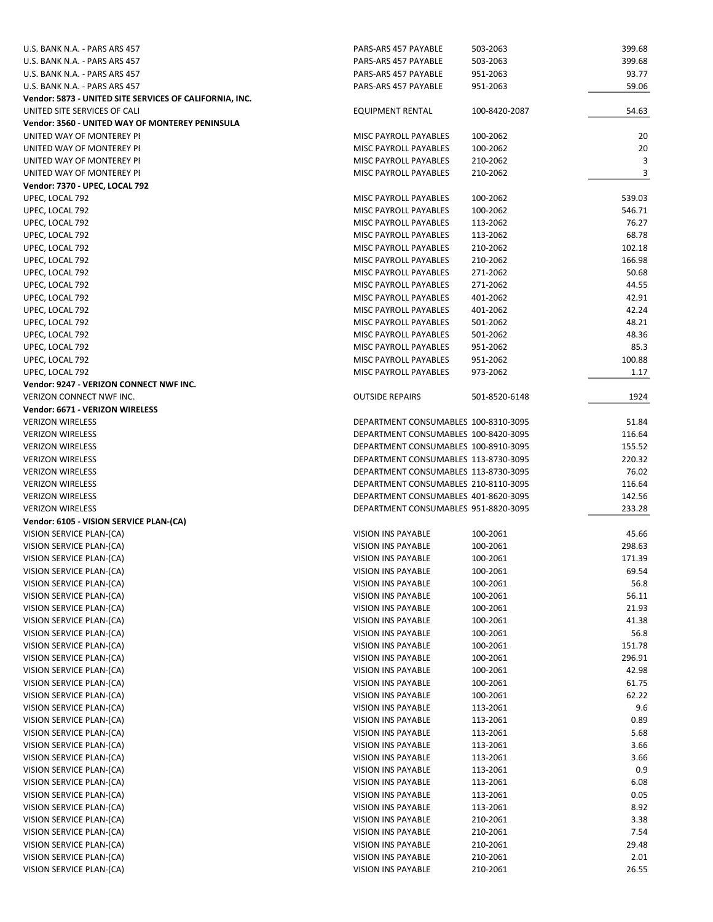| | | | |
|---|---|---|---|
| U.S. BANK N.A. - PARS ARS 457 | PARS-ARS 457 PAYABLE | 503-2063 | 399.68 |
| U.S. BANK N.A. - PARS ARS 457 | PARS-ARS 457 PAYABLE | 503-2063 | 399.68 |
| U.S. BANK N.A. - PARS ARS 457 | PARS-ARS 457 PAYABLE | 951-2063 | 93.77 |
| U.S. BANK N.A. - PARS ARS 457 | PARS-ARS 457 PAYABLE | 951-2063 | 59.06 |
| **Vendor: 5873 - UNITED SITE SERVICES OF CALIFORNIA, INC.** | | | |
| UNITED SITE SERVICES OF CALI | EQUIPMENT RENTAL | 100-8420-2087 | 54.63 |
| **Vendor: 3560 - UNITED WAY OF MONTEREY PENINSULA** | | | |
| UNITED WAY OF MONTEREY PI | MISC PAYROLL PAYABLES | 100-2062 | 20 |
| UNITED WAY OF MONTEREY PI | MISC PAYROLL PAYABLES | 100-2062 | 20 |
| UNITED WAY OF MONTEREY PI | MISC PAYROLL PAYABLES | 210-2062 | 3 |
| UNITED WAY OF MONTEREY PI | MISC PAYROLL PAYABLES | 210-2062 | 3 |
| **Vendor: 7370 - UPEC, LOCAL 792** | | | |
| UPEC, LOCAL 792 | MISC PAYROLL PAYABLES | 100-2062 | 539.03 |
| UPEC, LOCAL 792 | MISC PAYROLL PAYABLES | 100-2062 | 546.71 |
| UPEC, LOCAL 792 | MISC PAYROLL PAYABLES | 113-2062 | 76.27 |
| UPEC, LOCAL 792 | MISC PAYROLL PAYABLES | 113-2062 | 68.78 |
| UPEC, LOCAL 792 | MISC PAYROLL PAYABLES | 210-2062 | 102.18 |
| UPEC, LOCAL 792 | MISC PAYROLL PAYABLES | 210-2062 | 166.98 |
| UPEC, LOCAL 792 | MISC PAYROLL PAYABLES | 271-2062 | 50.68 |
| UPEC, LOCAL 792 | MISC PAYROLL PAYABLES | 271-2062 | 44.55 |
| UPEC, LOCAL 792 | MISC PAYROLL PAYABLES | 401-2062 | 42.91 |
| UPEC, LOCAL 792 | MISC PAYROLL PAYABLES | 401-2062 | 42.24 |
| UPEC, LOCAL 792 | MISC PAYROLL PAYABLES | 501-2062 | 48.21 |
| UPEC, LOCAL 792 | MISC PAYROLL PAYABLES | 501-2062 | 48.36 |
| UPEC, LOCAL 792 | MISC PAYROLL PAYABLES | 951-2062 | 85.3 |
| UPEC, LOCAL 792 | MISC PAYROLL PAYABLES | 951-2062 | 100.88 |
| UPEC, LOCAL 792 | MISC PAYROLL PAYABLES | 973-2062 | 1.17 |
| **Vendor: 9247 - VERIZON CONNECT NWF INC.** | | | |
| VERIZON CONNECT NWF INC. | OUTSIDE REPAIRS | 501-8520-6148 | 1924 |
| **Vendor: 6671 - VERIZON WIRELESS** | | | |
| VERIZON WIRELESS | DEPARTMENT CONSUMABLES | 100-8310-3095 | 51.84 |
| VERIZON WIRELESS | DEPARTMENT CONSUMABLES | 100-8420-3095 | 116.64 |
| VERIZON WIRELESS | DEPARTMENT CONSUMABLES | 100-8910-3095 | 155.52 |
| VERIZON WIRELESS | DEPARTMENT CONSUMABLES | 113-8730-3095 | 220.32 |
| VERIZON WIRELESS | DEPARTMENT CONSUMABLES | 113-8730-3095 | 76.02 |
| VERIZON WIRELESS | DEPARTMENT CONSUMABLES | 210-8110-3095 | 116.64 |
| VERIZON WIRELESS | DEPARTMENT CONSUMABLES | 401-8620-3095 | 142.56 |
| VERIZON WIRELESS | DEPARTMENT CONSUMABLES | 951-8820-3095 | 233.28 |
| **Vendor: 6105 - VISION SERVICE PLAN-(CA)** | | | |
| VISION SERVICE PLAN-(CA) | VISION INS PAYABLE | 100-2061 | 45.66 |
| VISION SERVICE PLAN-(CA) | VISION INS PAYABLE | 100-2061 | 298.63 |
| VISION SERVICE PLAN-(CA) | VISION INS PAYABLE | 100-2061 | 171.39 |
| VISION SERVICE PLAN-(CA) | VISION INS PAYABLE | 100-2061 | 69.54 |
| VISION SERVICE PLAN-(CA) | VISION INS PAYABLE | 100-2061 | 56.8 |
| VISION SERVICE PLAN-(CA) | VISION INS PAYABLE | 100-2061 | 56.11 |
| VISION SERVICE PLAN-(CA) | VISION INS PAYABLE | 100-2061 | 21.93 |
| VISION SERVICE PLAN-(CA) | VISION INS PAYABLE | 100-2061 | 41.38 |
| VISION SERVICE PLAN-(CA) | VISION INS PAYABLE | 100-2061 | 56.8 |
| VISION SERVICE PLAN-(CA) | VISION INS PAYABLE | 100-2061 | 151.78 |
| VISION SERVICE PLAN-(CA) | VISION INS PAYABLE | 100-2061 | 296.91 |
| VISION SERVICE PLAN-(CA) | VISION INS PAYABLE | 100-2061 | 42.98 |
| VISION SERVICE PLAN-(CA) | VISION INS PAYABLE | 100-2061 | 61.75 |
| VISION SERVICE PLAN-(CA) | VISION INS PAYABLE | 100-2061 | 62.22 |
| VISION SERVICE PLAN-(CA) | VISION INS PAYABLE | 113-2061 | 9.6 |
| VISION SERVICE PLAN-(CA) | VISION INS PAYABLE | 113-2061 | 0.89 |
| VISION SERVICE PLAN-(CA) | VISION INS PAYABLE | 113-2061 | 5.68 |
| VISION SERVICE PLAN-(CA) | VISION INS PAYABLE | 113-2061 | 3.66 |
| VISION SERVICE PLAN-(CA) | VISION INS PAYABLE | 113-2061 | 3.66 |
| VISION SERVICE PLAN-(CA) | VISION INS PAYABLE | 113-2061 | 0.9 |
| VISION SERVICE PLAN-(CA) | VISION INS PAYABLE | 113-2061 | 6.08 |
| VISION SERVICE PLAN-(CA) | VISION INS PAYABLE | 113-2061 | 0.05 |
| VISION SERVICE PLAN-(CA) | VISION INS PAYABLE | 113-2061 | 8.92 |
| VISION SERVICE PLAN-(CA) | VISION INS PAYABLE | 210-2061 | 3.38 |
| VISION SERVICE PLAN-(CA) | VISION INS PAYABLE | 210-2061 | 7.54 |
| VISION SERVICE PLAN-(CA) | VISION INS PAYABLE | 210-2061 | 29.48 |
| VISION SERVICE PLAN-(CA) | VISION INS PAYABLE | 210-2061 | 2.01 |
| VISION SERVICE PLAN-(CA) | VISION INS PAYABLE | 210-2061 | 26.55 |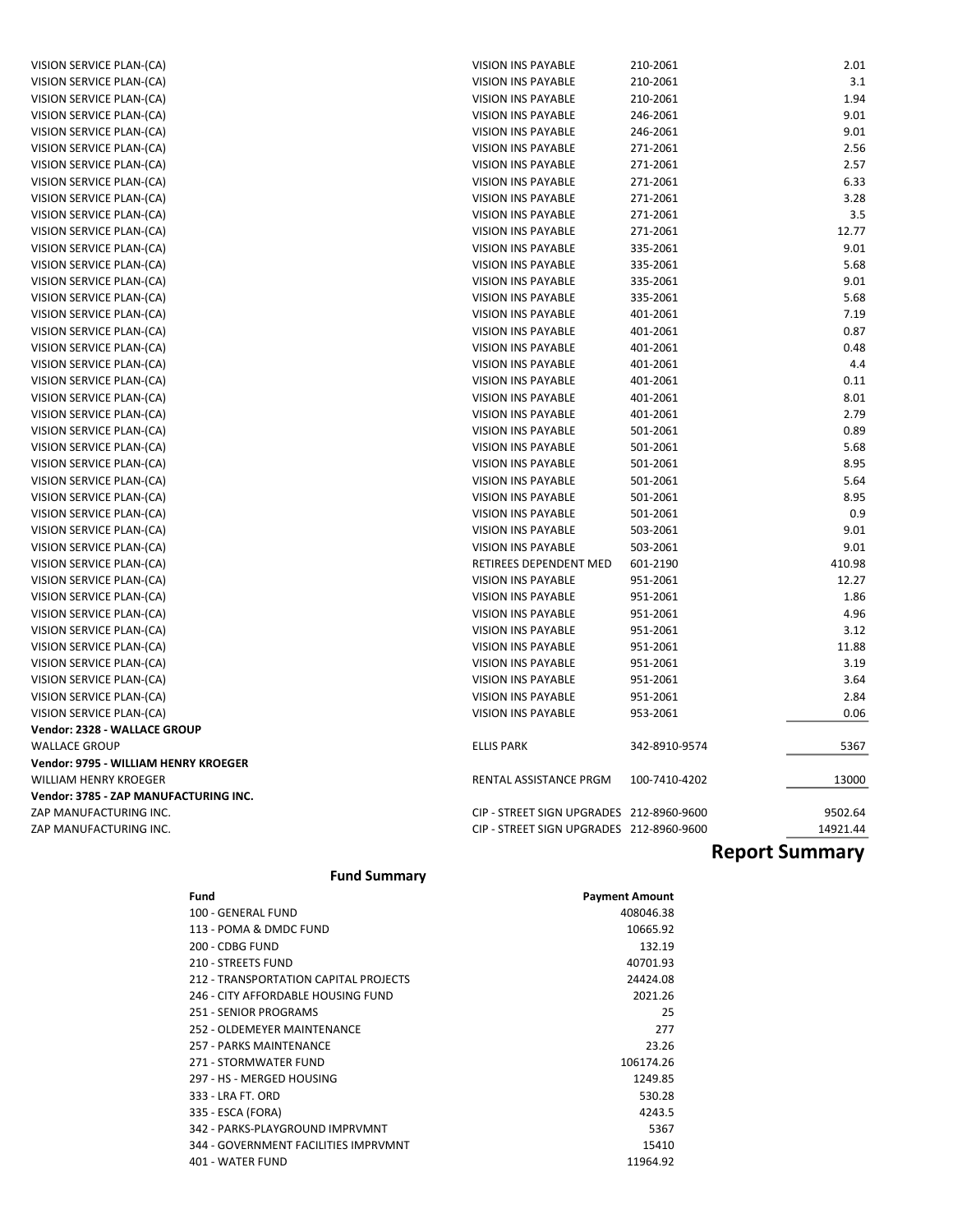| | | | |
|---|---|---|---|
| VISION SERVICE PLAN-(CA) | VISION INS PAYABLE | 210-2061 | 2.01 |
| VISION SERVICE PLAN-(CA) | VISION INS PAYABLE | 210-2061 | 3.1 |
| VISION SERVICE PLAN-(CA) | VISION INS PAYABLE | 210-2061 | 1.94 |
| VISION SERVICE PLAN-(CA) | VISION INS PAYABLE | 246-2061 | 9.01 |
| VISION SERVICE PLAN-(CA) | VISION INS PAYABLE | 246-2061 | 9.01 |
| VISION SERVICE PLAN-(CA) | VISION INS PAYABLE | 271-2061 | 2.56 |
| VISION SERVICE PLAN-(CA) | VISION INS PAYABLE | 271-2061 | 2.57 |
| VISION SERVICE PLAN-(CA) | VISION INS PAYABLE | 271-2061 | 6.33 |
| VISION SERVICE PLAN-(CA) | VISION INS PAYABLE | 271-2061 | 3.28 |
| VISION SERVICE PLAN-(CA) | VISION INS PAYABLE | 271-2061 | 3.5 |
| VISION SERVICE PLAN-(CA) | VISION INS PAYABLE | 271-2061 | 12.77 |
| VISION SERVICE PLAN-(CA) | VISION INS PAYABLE | 335-2061 | 9.01 |
| VISION SERVICE PLAN-(CA) | VISION INS PAYABLE | 335-2061 | 5.68 |
| VISION SERVICE PLAN-(CA) | VISION INS PAYABLE | 335-2061 | 9.01 |
| VISION SERVICE PLAN-(CA) | VISION INS PAYABLE | 335-2061 | 5.68 |
| VISION SERVICE PLAN-(CA) | VISION INS PAYABLE | 401-2061 | 7.19 |
| VISION SERVICE PLAN-(CA) | VISION INS PAYABLE | 401-2061 | 0.87 |
| VISION SERVICE PLAN-(CA) | VISION INS PAYABLE | 401-2061 | 0.48 |
| VISION SERVICE PLAN-(CA) | VISION INS PAYABLE | 401-2061 | 4.4 |
| VISION SERVICE PLAN-(CA) | VISION INS PAYABLE | 401-2061 | 0.11 |
| VISION SERVICE PLAN-(CA) | VISION INS PAYABLE | 401-2061 | 8.01 |
| VISION SERVICE PLAN-(CA) | VISION INS PAYABLE | 401-2061 | 2.79 |
| VISION SERVICE PLAN-(CA) | VISION INS PAYABLE | 501-2061 | 0.89 |
| VISION SERVICE PLAN-(CA) | VISION INS PAYABLE | 501-2061 | 5.68 |
| VISION SERVICE PLAN-(CA) | VISION INS PAYABLE | 501-2061 | 8.95 |
| VISION SERVICE PLAN-(CA) | VISION INS PAYABLE | 501-2061 | 5.64 |
| VISION SERVICE PLAN-(CA) | VISION INS PAYABLE | 501-2061 | 8.95 |
| VISION SERVICE PLAN-(CA) | VISION INS PAYABLE | 501-2061 | 0.9 |
| VISION SERVICE PLAN-(CA) | VISION INS PAYABLE | 503-2061 | 9.01 |
| VISION SERVICE PLAN-(CA) | VISION INS PAYABLE | 503-2061 | 9.01 |
| VISION SERVICE PLAN-(CA) | RETIREES DEPENDENT MED | 601-2190 | 410.98 |
| VISION SERVICE PLAN-(CA) | VISION INS PAYABLE | 951-2061 | 12.27 |
| VISION SERVICE PLAN-(CA) | VISION INS PAYABLE | 951-2061 | 1.86 |
| VISION SERVICE PLAN-(CA) | VISION INS PAYABLE | 951-2061 | 4.96 |
| VISION SERVICE PLAN-(CA) | VISION INS PAYABLE | 951-2061 | 3.12 |
| VISION SERVICE PLAN-(CA) | VISION INS PAYABLE | 951-2061 | 11.88 |
| VISION SERVICE PLAN-(CA) | VISION INS PAYABLE | 951-2061 | 3.19 |
| VISION SERVICE PLAN-(CA) | VISION INS PAYABLE | 951-2061 | 3.64 |
| VISION SERVICE PLAN-(CA) | VISION INS PAYABLE | 951-2061 | 2.84 |
| VISION SERVICE PLAN-(CA) | VISION INS PAYABLE | 953-2061 | 0.06 |
| **Vendor: 2328 - WALLACE GROUP** | | | |
| WALLACE GROUP | ELLIS PARK | 342-8910-9574 | 5367 |
| **Vendor: 9795 - WILLIAM HENRY KROEGER** | | | |
| WILLIAM HENRY KROEGER | RENTAL ASSISTANCE PRGM | 100-7410-4202 | 13000 |
| **Vendor: 3785 - ZAP MANUFACTURING INC.** | | | |
| ZAP MANUFACTURING INC. | CIP - STREET SIGN UPGRADES | 212-8960-9600 | 9502.64 |
| ZAP MANUFACTURING INC. | CIP - STREET SIGN UPGRADES | 212-8960-9600 | 14921.44 |

## Report Summary

### Fund Summary

| Fund | Payment Amount |
|---|---|
| 100 - GENERAL FUND | 408046.38 |
| 113 - POMA & DMDC FUND | 10665.92 |
| 200 - CDBG FUND | 132.19 |
| 210 - STREETS FUND | 40701.93 |
| 212 - TRANSPORTATION CAPITAL PROJECTS | 24424.08 |
| 246 - CITY AFFORDABLE HOUSING FUND | 2021.26 |
| 251 - SENIOR PROGRAMS | 25 |
| 252 - OLDEMEYER MAINTENANCE | 277 |
| 257 - PARKS MAINTENANCE | 23.26 |
| 271 - STORMWATER FUND | 106174.26 |
| 297 - HS - MERGED HOUSING | 1249.85 |
| 333 - LRA FT. ORD | 530.28 |
| 335 - ESCA (FORA) | 4243.5 |
| 342 - PARKS-PLAYGROUND IMPRVMNT | 5367 |
| 344 - GOVERNMENT FACILITIES IMPRVMNT | 15410 |
| 401 - WATER FUND | 11964.92 |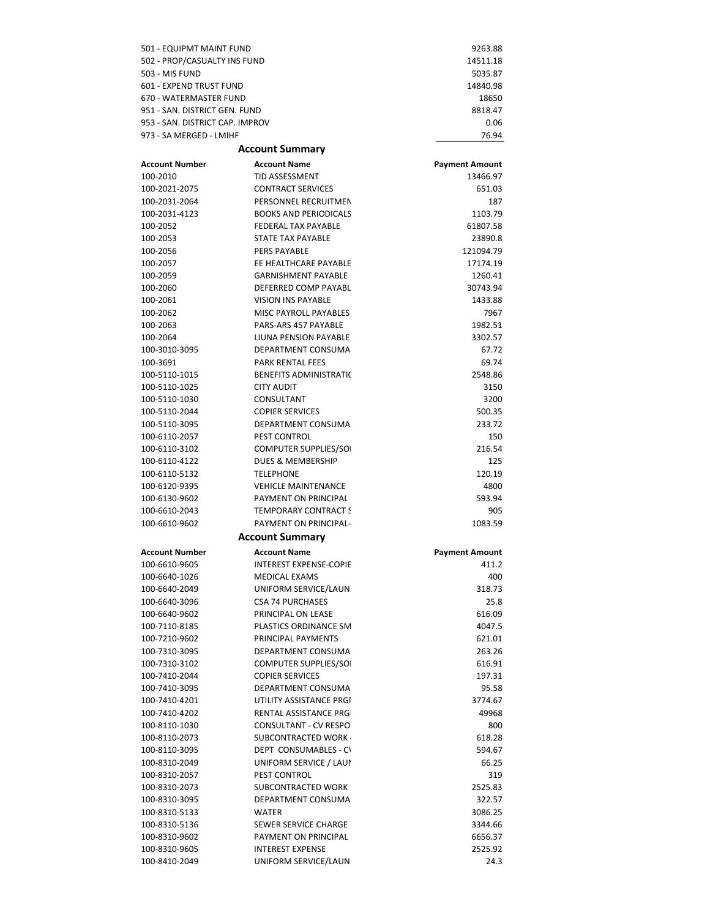| | |
|---|---|
| 501 - EQUIPMT MAINT FUND | 9263.88 |
| 502 - PROP/CASUALTY INS FUND | 14511.18 |
| 503 - MIS FUND | 5035.87 |
| 601 - EXPEND TRUST FUND | 14840.98 |
| 670 - WATERMASTER FUND | 18650 |
| 951 - SAN. DISTRICT GEN. FUND | 8818.47 |
| 953 - SAN. DISTRICT CAP. IMPROV | 0.06 |
| 973 - SA MERGED - LMIHF | 76.94 |

## Account Summary

| Account Number | Account Name | Payment Amount |
|---|---|---|
| 100-2010 | TID ASSESSMENT | 13466.97 |
| 100-2021-2075 | CONTRACT SERVICES | 651.03 |
| 100-2031-2064 | PERSONNEL RECRUITMEN | 187 |
| 100-2031-4123 | BOOKS AND PERIODICALS | 1103.79 |
| 100-2052 | FEDERAL TAX PAYABLE | 61807.58 |
| 100-2053 | STATE TAX PAYABLE | 23890.8 |
| 100-2056 | PERS PAYABLE | 121094.79 |
| 100-2057 | EE HEALTHCARE PAYABLE | 17174.19 |
| 100-2059 | GARNISHMENT PAYABLE | 1260.41 |
| 100-2060 | DEFERRED COMP PAYABL | 30743.94 |
| 100-2061 | VISION INS PAYABLE | 1433.88 |
| 100-2062 | MISC PAYROLL PAYABLES | 7967 |
| 100-2063 | PARS-ARS 457 PAYABLE | 1982.51 |
| 100-2064 | LIUNA PENSION PAYABLE | 3302.57 |
| 100-3010-3095 | DEPARTMENT CONSUMA | 67.72 |
| 100-3691 | PARK RENTAL FEES | 69.74 |
| 100-5110-1015 | BENEFITS ADMINISTRATI( | 2548.86 |
| 100-5110-1025 | CITY AUDIT | 3150 |
| 100-5110-1030 | CONSULTANT | 3200 |
| 100-5110-2044 | COPIER SERVICES | 500.35 |
| 100-5110-3095 | DEPARTMENT CONSUMA | 233.72 |
| 100-6110-2057 | PEST CONTROL | 150 |
| 100-6110-3102 | COMPUTER SUPPLIES/SOI | 216.54 |
| 100-6110-4122 | DUES & MEMBERSHIP | 125 |
| 100-6110-5132 | TELEPHONE | 120.19 |
| 100-6120-9395 | VEHICLE MAINTENANCE | 4800 |
| 100-6130-9602 | PAYMENT ON PRINCIPAL | 593.94 |
| 100-6610-2043 | TEMPORARY CONTRACT S | 905 |
| 100-6610-9602 | PAYMENT ON PRINCIPAL- | 1083.59 |

## Account Summary

| Account Number | Account Name | Payment Amount |
|---|---|---|
| 100-6610-9605 | INTEREST EXPENSE-COPIE | 411.2 |
| 100-6640-1026 | MEDICAL EXAMS | 400 |
| 100-6640-2049 | UNIFORM SERVICE/LAUN | 318.73 |
| 100-6640-3096 | CSA 74 PURCHASES | 25.8 |
| 100-6640-9602 | PRINCIPAL ON LEASE | 616.09 |
| 100-7110-8185 | PLASTICS ORDINANCE SM | 4047.5 |
| 100-7210-9602 | PRINCIPAL PAYMENTS | 621.01 |
| 100-7310-3095 | DEPARTMENT CONSUMA | 263.26 |
| 100-7310-3102 | COMPUTER SUPPLIES/SOI | 616.91 |
| 100-7410-2044 | COPIER SERVICES | 197.31 |
| 100-7410-3095 | DEPARTMENT CONSUMA | 95.58 |
| 100-7410-4201 | UTILITY ASSISTANCE PRGI | 3774.67 |
| 100-7410-4202 | RENTAL ASSISTANCE PRG | 49968 |
| 100-8110-1030 | CONSULTANT - CV RESPO | 800 |
| 100-8110-2073 | SUBCONTRACTED WORK | 618.28 |
| 100-8110-3095 | DEPT CONSUMABLES - C\ | 594.67 |
| 100-8310-2049 | UNIFORM SERVICE / LAUI | 66.25 |
| 100-8310-2057 | PEST CONTROL | 319 |
| 100-8310-2073 | SUBCONTRACTED WORK | 2525.83 |
| 100-8310-3095 | DEPARTMENT CONSUMA | 322.57 |
| 100-8310-5133 | WATER | 3086.25 |
| 100-8310-5136 | SEWER SERVICE CHARGE | 3344.66 |
| 100-8310-9602 | PAYMENT ON PRINCIPAL | 6656.37 |
| 100-8310-9605 | INTEREST EXPENSE | 2525.92 |
| 100-8410-2049 | UNIFORM SERVICE/LAUN | 24.3 |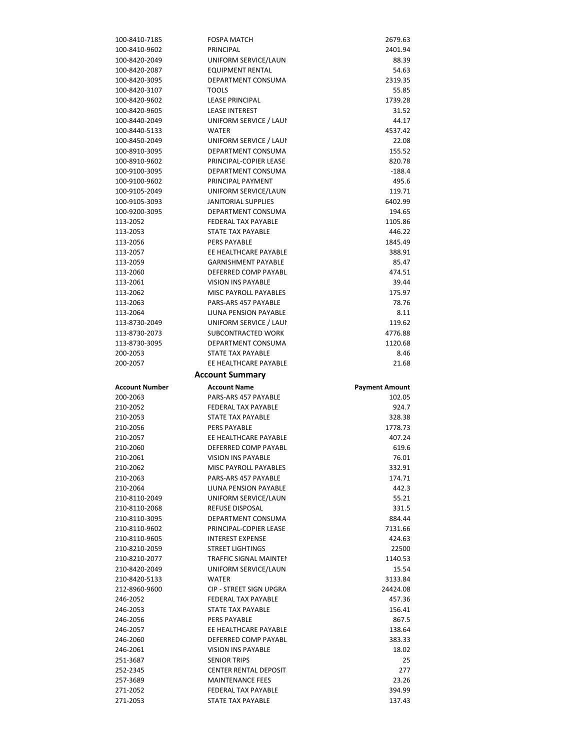| | | |
|---|---|---|
| 100-8410-7185 | FOSPA MATCH | 2679.63 |
| 100-8410-9602 | PRINCIPAL | 2401.94 |
| 100-8420-2049 | UNIFORM SERVICE/LAUN | 88.39 |
| 100-8420-2087 | EQUIPMENT RENTAL | 54.63 |
| 100-8420-3095 | DEPARTMENT CONSUMA | 2319.35 |
| 100-8420-3107 | TOOLS | 55.85 |
| 100-8420-9602 | LEASE PRINCIPAL | 1739.28 |
| 100-8420-9605 | LEASE INTEREST | 31.52 |
| 100-8440-2049 | UNIFORM SERVICE / LAUI | 44.17 |
| 100-8440-5133 | WATER | 4537.42 |
| 100-8450-2049 | UNIFORM SERVICE / LAUI | 22.08 |
| 100-8910-3095 | DEPARTMENT CONSUMA | 155.52 |
| 100-8910-9602 | PRINCIPAL-COPIER LEASE | 820.78 |
| 100-9100-3095 | DEPARTMENT CONSUMA | -188.4 |
| 100-9100-9602 | PRINCIPAL PAYMENT | 495.6 |
| 100-9105-2049 | UNIFORM SERVICE/LAUN | 119.71 |
| 100-9105-3093 | JANITORIAL SUPPLIES | 6402.99 |
| 100-9200-3095 | DEPARTMENT CONSUMA | 194.65 |
| 113-2052 | FEDERAL TAX PAYABLE | 1105.86 |
| 113-2053 | STATE TAX PAYABLE | 446.22 |
| 113-2056 | PERS PAYABLE | 1845.49 |
| 113-2057 | EE HEALTHCARE PAYABLE | 388.91 |
| 113-2059 | GARNISHMENT PAYABLE | 85.47 |
| 113-2060 | DEFERRED COMP PAYABL | 474.51 |
| 113-2061 | VISION INS PAYABLE | 39.44 |
| 113-2062 | MISC PAYROLL PAYABLES | 175.97 |
| 113-2063 | PARS-ARS 457 PAYABLE | 78.76 |
| 113-2064 | LIUNA PENSION PAYABLE | 8.11 |
| 113-8730-2049 | UNIFORM SERVICE / LAUI | 119.62 |
| 113-8730-2073 | SUBCONTRACTED WORK | 4776.88 |
| 113-8730-3095 | DEPARTMENT CONSUMA | 1120.68 |
| 200-2053 | STATE TAX PAYABLE | 8.46 |
| 200-2057 | EE HEALTHCARE PAYABLE | 21.68 |

## Account Summary

| Account Number | Account Name | Payment Amount |
|---|---|---|
| 200-2063 | PARS-ARS 457 PAYABLE | 102.05 |
| 210-2052 | FEDERAL TAX PAYABLE | 924.7 |
| 210-2053 | STATE TAX PAYABLE | 328.38 |
| 210-2056 | PERS PAYABLE | 1778.73 |
| 210-2057 | EE HEALTHCARE PAYABLE | 407.24 |
| 210-2060 | DEFERRED COMP PAYABL | 619.6 |
| 210-2061 | VISION INS PAYABLE | 76.01 |
| 210-2062 | MISC PAYROLL PAYABLES | 332.91 |
| 210-2063 | PARS-ARS 457 PAYABLE | 174.71 |
| 210-2064 | LIUNA PENSION PAYABLE | 442.3 |
| 210-8110-2049 | UNIFORM SERVICE/LAUN | 55.21 |
| 210-8110-2068 | REFUSE DISPOSAL | 331.5 |
| 210-8110-3095 | DEPARTMENT CONSUMA | 884.44 |
| 210-8110-9602 | PRINCIPAL-COPIER LEASE | 7131.66 |
| 210-8110-9605 | INTEREST EXPENSE | 424.63 |
| 210-8210-2059 | STREET LIGHTINGS | 22500 |
| 210-8210-2077 | TRAFFIC SIGNAL MAINTEI | 1140.53 |
| 210-8420-2049 | UNIFORM SERVICE/LAUN | 15.54 |
| 210-8420-5133 | WATER | 3133.84 |
| 212-8960-9600 | CIP - STREET SIGN UPGRA | 24424.08 |
| 246-2052 | FEDERAL TAX PAYABLE | 457.36 |
| 246-2053 | STATE TAX PAYABLE | 156.41 |
| 246-2056 | PERS PAYABLE | 867.5 |
| 246-2057 | EE HEALTHCARE PAYABLE | 138.64 |
| 246-2060 | DEFERRED COMP PAYABL | 383.33 |
| 246-2061 | VISION INS PAYABLE | 18.02 |
| 251-3687 | SENIOR TRIPS | 25 |
| 252-2345 | CENTER RENTAL DEPOSIT | 277 |
| 257-3689 | MAINTENANCE FEES | 23.26 |
| 271-2052 | FEDERAL TAX PAYABLE | 394.99 |
| 271-2053 | STATE TAX PAYABLE | 137.43 |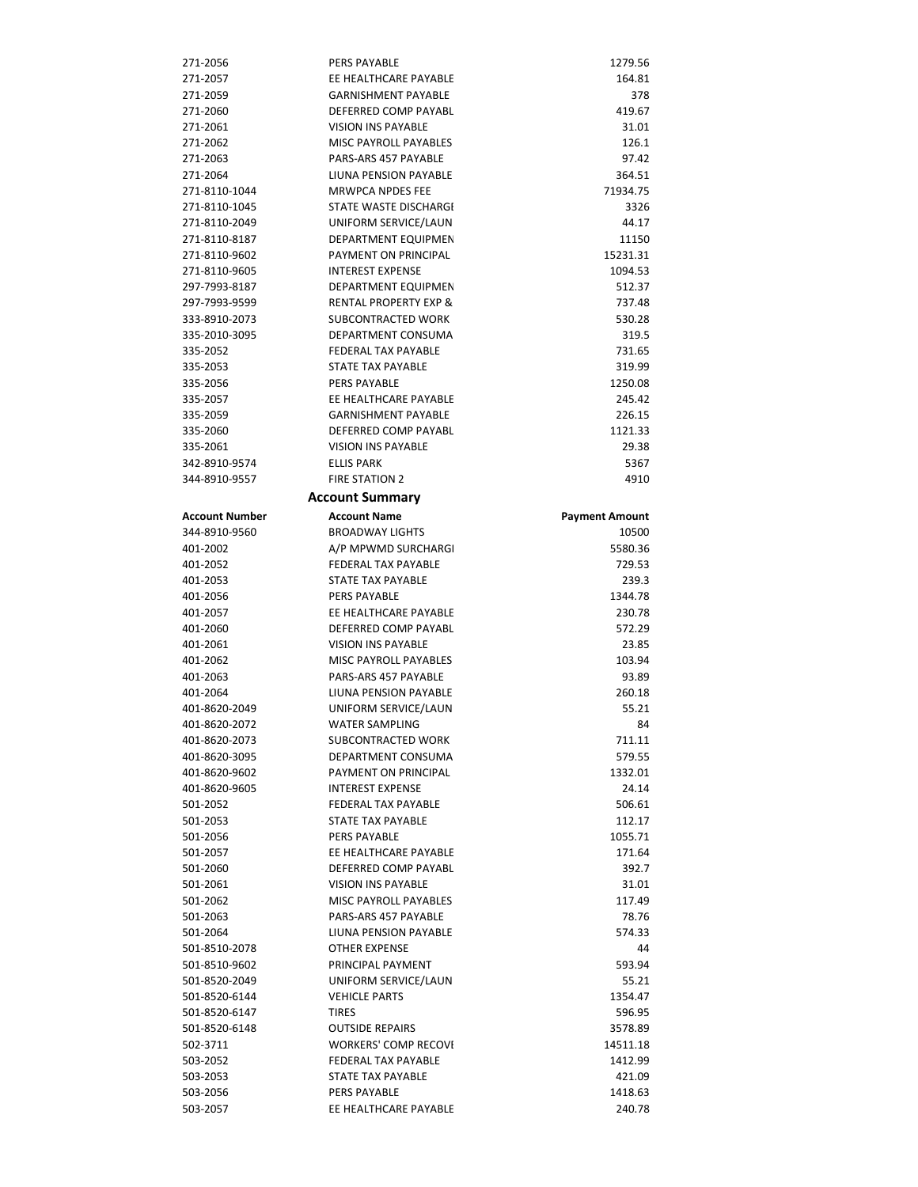| | | |
|---|---|---|
| 271-2056 | PERS PAYABLE | 1279.56 |
| 271-2057 | EE HEALTHCARE PAYABLE | 164.81 |
| 271-2059 | GARNISHMENT PAYABLE | 378 |
| 271-2060 | DEFERRED COMP PAYABL | 419.67 |
| 271-2061 | VISION INS PAYABLE | 31.01 |
| 271-2062 | MISC PAYROLL PAYABLES | 126.1 |
| 271-2063 | PARS-ARS 457 PAYABLE | 97.42 |
| 271-2064 | LIUNA PENSION PAYABLE | 364.51 |
| 271-8110-1044 | MRWPCA NPDES FEE | 71934.75 |
| 271-8110-1045 | STATE WASTE DISCHARGI | 3326 |
| 271-8110-2049 | UNIFORM SERVICE/LAUN | 44.17 |
| 271-8110-8187 | DEPARTMENT EQUIPMEN | 11150 |
| 271-8110-9602 | PAYMENT ON PRINCIPAL | 15231.31 |
| 271-8110-9605 | INTEREST EXPENSE | 1094.53 |
| 297-7993-8187 | DEPARTMENT EQUIPMEN | 512.37 |
| 297-7993-9599 | RENTAL PROPERTY EXP & | 737.48 |
| 333-8910-2073 | SUBCONTRACTED WORK | 530.28 |
| 335-2010-3095 | DEPARTMENT CONSUMA | 319.5 |
| 335-2052 | FEDERAL TAX PAYABLE | 731.65 |
| 335-2053 | STATE TAX PAYABLE | 319.99 |
| 335-2056 | PERS PAYABLE | 1250.08 |
| 335-2057 | EE HEALTHCARE PAYABLE | 245.42 |
| 335-2059 | GARNISHMENT PAYABLE | 226.15 |
| 335-2060 | DEFERRED COMP PAYABL | 1121.33 |
| 335-2061 | VISION INS PAYABLE | 29.38 |
| 342-8910-9574 | ELLIS PARK | 5367 |
| 344-8910-9557 | FIRE STATION 2 | 4910 |

## Account Summary

| Account Number | Account Name | Payment Amount |
|---|---|---|
| 344-8910-9560 | BROADWAY LIGHTS | 10500 |
| 401-2002 | A/P MPWMD SURCHARGI | 5580.36 |
| 401-2052 | FEDERAL TAX PAYABLE | 729.53 |
| 401-2053 | STATE TAX PAYABLE | 239.3 |
| 401-2056 | PERS PAYABLE | 1344.78 |
| 401-2057 | EE HEALTHCARE PAYABLE | 230.78 |
| 401-2060 | DEFERRED COMP PAYABL | 572.29 |
| 401-2061 | VISION INS PAYABLE | 23.85 |
| 401-2062 | MISC PAYROLL PAYABLES | 103.94 |
| 401-2063 | PARS-ARS 457 PAYABLE | 93.89 |
| 401-2064 | LIUNA PENSION PAYABLE | 260.18 |
| 401-8620-2049 | UNIFORM SERVICE/LAUN | 55.21 |
| 401-8620-2072 | WATER SAMPLING | 84 |
| 401-8620-2073 | SUBCONTRACTED WORK | 711.11 |
| 401-8620-3095 | DEPARTMENT CONSUMA | 579.55 |
| 401-8620-9602 | PAYMENT ON PRINCIPAL | 1332.01 |
| 401-8620-9605 | INTEREST EXPENSE | 24.14 |
| 501-2052 | FEDERAL TAX PAYABLE | 506.61 |
| 501-2053 | STATE TAX PAYABLE | 112.17 |
| 501-2056 | PERS PAYABLE | 1055.71 |
| 501-2057 | EE HEALTHCARE PAYABLE | 171.64 |
| 501-2060 | DEFERRED COMP PAYABL | 392.7 |
| 501-2061 | VISION INS PAYABLE | 31.01 |
| 501-2062 | MISC PAYROLL PAYABLES | 117.49 |
| 501-2063 | PARS-ARS 457 PAYABLE | 78.76 |
| 501-2064 | LIUNA PENSION PAYABLE | 574.33 |
| 501-8510-2078 | OTHER EXPENSE | 44 |
| 501-8510-9602 | PRINCIPAL PAYMENT | 593.94 |
| 501-8520-2049 | UNIFORM SERVICE/LAUN | 55.21 |
| 501-8520-6144 | VEHICLE PARTS | 1354.47 |
| 501-8520-6147 | TIRES | 596.95 |
| 501-8520-6148 | OUTSIDE REPAIRS | 3578.89 |
| 502-3711 | WORKERS' COMP RECOVI | 14511.18 |
| 503-2052 | FEDERAL TAX PAYABLE | 1412.99 |
| 503-2053 | STATE TAX PAYABLE | 421.09 |
| 503-2056 | PERS PAYABLE | 1418.63 |
| 503-2057 | EE HEALTHCARE PAYABLE | 240.78 |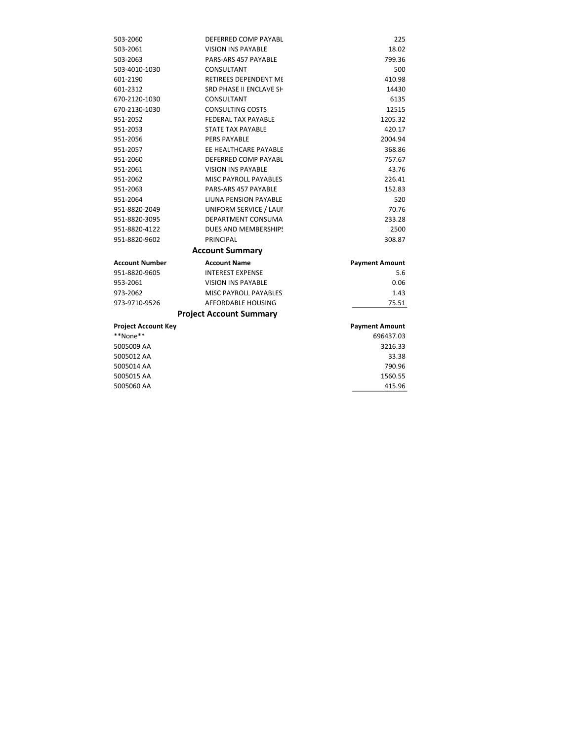| | | |
|---|---|---|
| 503-2060 | DEFERRED COMP PAYABL | 225 |
| 503-2061 | VISION INS PAYABLE | 18.02 |
| 503-2063 | PARS-ARS 457 PAYABLE | 799.36 |
| 503-4010-1030 | CONSULTANT | 500 |
| 601-2190 | RETIREES DEPENDENT ME | 410.98 |
| 601-2312 | SRD PHASE II ENCLAVE SH | 14430 |
| 670-2120-1030 | CONSULTANT | 6135 |
| 670-2130-1030 | CONSULTING COSTS | 12515 |
| 951-2052 | FEDERAL TAX PAYABLE | 1205.32 |
| 951-2053 | STATE TAX PAYABLE | 420.17 |
| 951-2056 | PERS PAYABLE | 2004.94 |
| 951-2057 | EE HEALTHCARE PAYABLE | 368.86 |
| 951-2060 | DEFERRED COMP PAYABL | 757.67 |
| 951-2061 | VISION INS PAYABLE | 43.76 |
| 951-2062 | MISC PAYROLL PAYABLES | 226.41 |
| 951-2063 | PARS-ARS 457 PAYABLE | 152.83 |
| 951-2064 | LIUNA PENSION PAYABLE | 520 |
| 951-8820-2049 | UNIFORM SERVICE / LAUI | 70.76 |
| 951-8820-3095 | DEPARTMENT CONSUMA | 233.28 |
| 951-8820-4122 | DUES AND MEMBERSHIPS | 2500 |
| 951-8820-9602 | PRINCIPAL | 308.87 |

## Account Summary

| Account Number | Account Name | Payment Amount |
|---|---|---|
| 951-8820-9605 | INTEREST EXPENSE | 5.6 |
| 953-2061 | VISION INS PAYABLE | 0.06 |
| 973-2062 | MISC PAYROLL PAYABLES | 1.43 |
| 973-9710-9526 | AFFORDABLE HOUSING | 75.51 |

## Project Account Summary

| Project Account Key | Payment Amount |
|---|---|
| **None** | 696437.03 |
| 5005009 AA | 3216.33 |
| 5005012 AA | 33.38 |
| 5005014 AA | 790.96 |
| 5005015 AA | 1560.55 |
| 5005060 AA | 415.96 |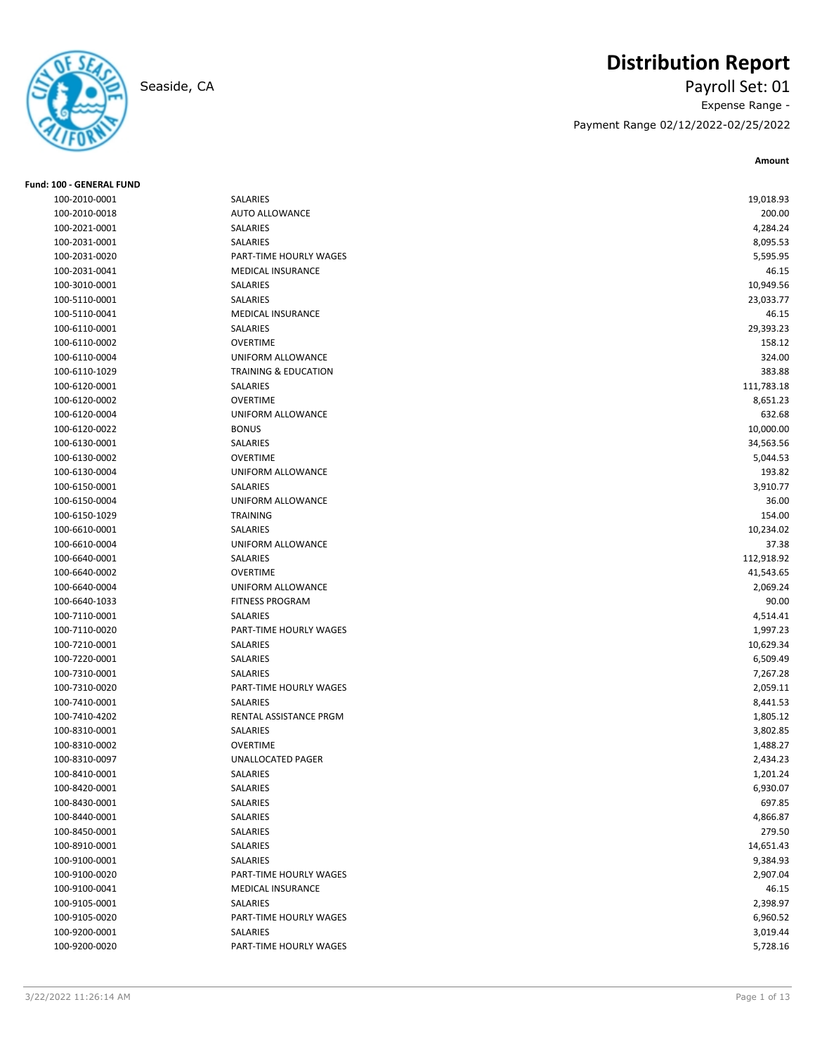# Distribution Report

Seaside, CA

Payroll Set: 01

Expense Range -

Payment Range 02/12/2022-02/25/2022

**Fund: 100 - GENERAL FUND**

| Account | Description | Amount |
|---|---|---|
| 100-2010-0001 | SALARIES | 19,018.93 |
| 100-2010-0018 | AUTO ALLOWANCE | 200.00 |
| 100-2021-0001 | SALARIES | 4,284.24 |
| 100-2031-0001 | SALARIES | 8,095.53 |
| 100-2031-0020 | PART-TIME HOURLY WAGES | 5,595.95 |
| 100-2031-0041 | MEDICAL INSURANCE | 46.15 |
| 100-3010-0001 | SALARIES | 10,949.56 |
| 100-5110-0001 | SALARIES | 23,033.77 |
| 100-5110-0041 | MEDICAL INSURANCE | 46.15 |
| 100-6110-0001 | SALARIES | 29,393.23 |
| 100-6110-0002 | OVERTIME | 158.12 |
| 100-6110-0004 | UNIFORM ALLOWANCE | 324.00 |
| 100-6110-1029 | TRAINING & EDUCATION | 383.88 |
| 100-6120-0001 | SALARIES | 111,783.18 |
| 100-6120-0002 | OVERTIME | 8,651.23 |
| 100-6120-0004 | UNIFORM ALLOWANCE | 632.68 |
| 100-6120-0022 | BONUS | 10,000.00 |
| 100-6130-0001 | SALARIES | 34,563.56 |
| 100-6130-0002 | OVERTIME | 5,044.53 |
| 100-6130-0004 | UNIFORM ALLOWANCE | 193.82 |
| 100-6150-0001 | SALARIES | 3,910.77 |
| 100-6150-0004 | UNIFORM ALLOWANCE | 36.00 |
| 100-6150-1029 | TRAINING | 154.00 |
| 100-6610-0001 | SALARIES | 10,234.02 |
| 100-6610-0004 | UNIFORM ALLOWANCE | 37.38 |
| 100-6640-0001 | SALARIES | 112,918.92 |
| 100-6640-0002 | OVERTIME | 41,543.65 |
| 100-6640-0004 | UNIFORM ALLOWANCE | 2,069.24 |
| 100-6640-1033 | FITNESS PROGRAM | 90.00 |
| 100-7110-0001 | SALARIES | 4,514.41 |
| 100-7110-0020 | PART-TIME HOURLY WAGES | 1,997.23 |
| 100-7210-0001 | SALARIES | 10,629.34 |
| 100-7220-0001 | SALARIES | 6,509.49 |
| 100-7310-0001 | SALARIES | 7,267.28 |
| 100-7310-0020 | PART-TIME HOURLY WAGES | 2,059.11 |
| 100-7410-0001 | SALARIES | 8,441.53 |
| 100-7410-4202 | RENTAL ASSISTANCE PRGM | 1,805.12 |
| 100-8310-0001 | SALARIES | 3,802.85 |
| 100-8310-0002 | OVERTIME | 1,488.27 |
| 100-8310-0097 | UNALLOCATED PAGER | 2,434.23 |
| 100-8410-0001 | SALARIES | 1,201.24 |
| 100-8420-0001 | SALARIES | 6,930.07 |
| 100-8430-0001 | SALARIES | 697.85 |
| 100-8440-0001 | SALARIES | 4,866.87 |
| 100-8450-0001 | SALARIES | 279.50 |
| 100-8910-0001 | SALARIES | 14,651.43 |
| 100-9100-0001 | SALARIES | 9,384.93 |
| 100-9100-0020 | PART-TIME HOURLY WAGES | 2,907.04 |
| 100-9100-0041 | MEDICAL INSURANCE | 46.15 |
| 100-9105-0001 | SALARIES | 2,398.97 |
| 100-9105-0020 | PART-TIME HOURLY WAGES | 6,960.52 |
| 100-9200-0001 | SALARIES | 3,019.44 |
| 100-9200-0020 | PART-TIME HOURLY WAGES | 5,728.16 |

3/22/2022 11:26:14 AM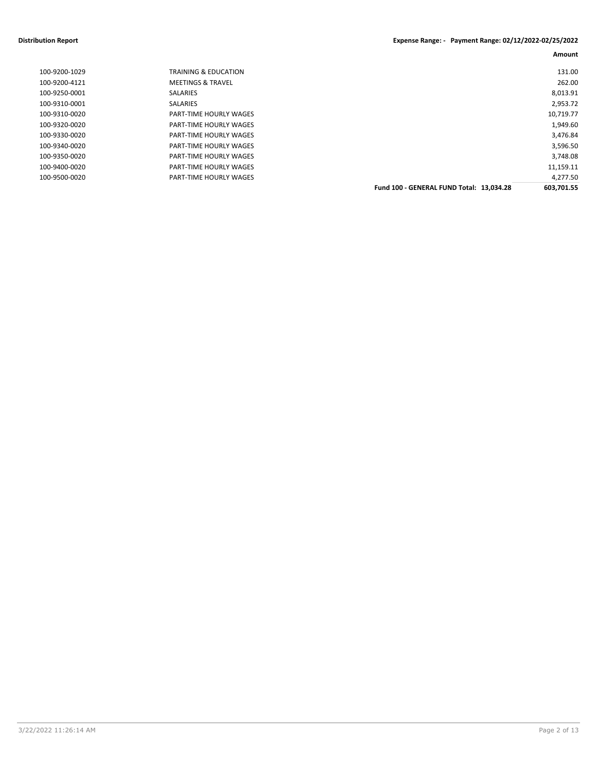| | | Amount |
|---|---|---|
| 100-9200-1029 | TRAINING & EDUCATION | 131.00 |
| 100-9200-4121 | MEETINGS & TRAVEL | 262.00 |
| 100-9250-0001 | SALARIES | 8,013.91 |
| 100-9310-0001 | SALARIES | 2,953.72 |
| 100-9310-0020 | PART-TIME HOURLY WAGES | 10,719.77 |
| 100-9320-0020 | PART-TIME HOURLY WAGES | 1,949.60 |
| 100-9330-0020 | PART-TIME HOURLY WAGES | 3,476.84 |
| 100-9340-0020 | PART-TIME HOURLY WAGES | 3,596.50 |
| 100-9350-0020 | PART-TIME HOURLY WAGES | 3,748.08 |
| 100-9400-0020 | PART-TIME HOURLY WAGES | 11,159.11 |
| 100-9500-0020 | PART-TIME HOURLY WAGES | 4,277.50 |
| | **Fund 100 - GENERAL FUND Total: 13,034.28** | **603,701.55** |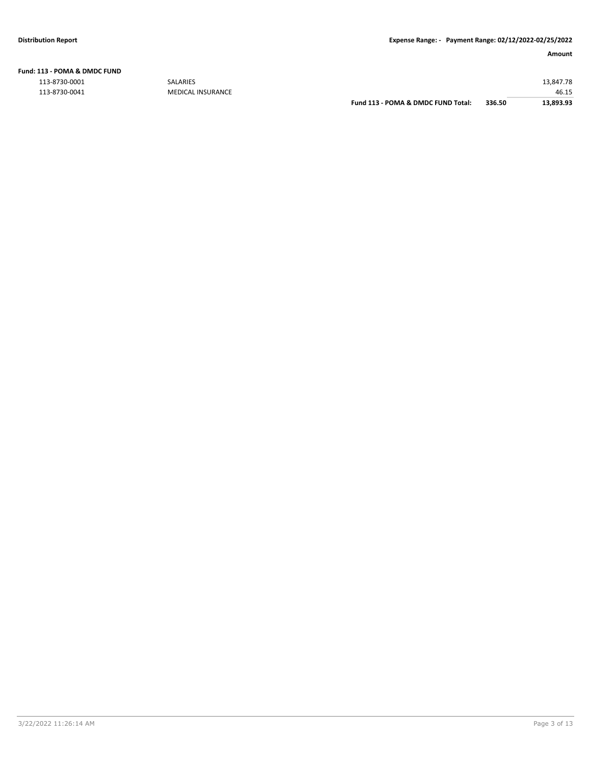**Distribution Report** | **Expense Range: - Payment Range: 02/12/2022-02/25/2022**

| | | | | **Amount** |
|---|---|---|---|---|
| **Fund: 113 - POMA & DMDC FUND** | | | | |
| 113-8730-0001 | SALARIES | | | 13,847.78 |
| 113-8730-0041 | MEDICAL INSURANCE | | | 46.15 |
| | | **Fund 113 - POMA & DMDC FUND Total:** | **336.50** | **13,893.93** |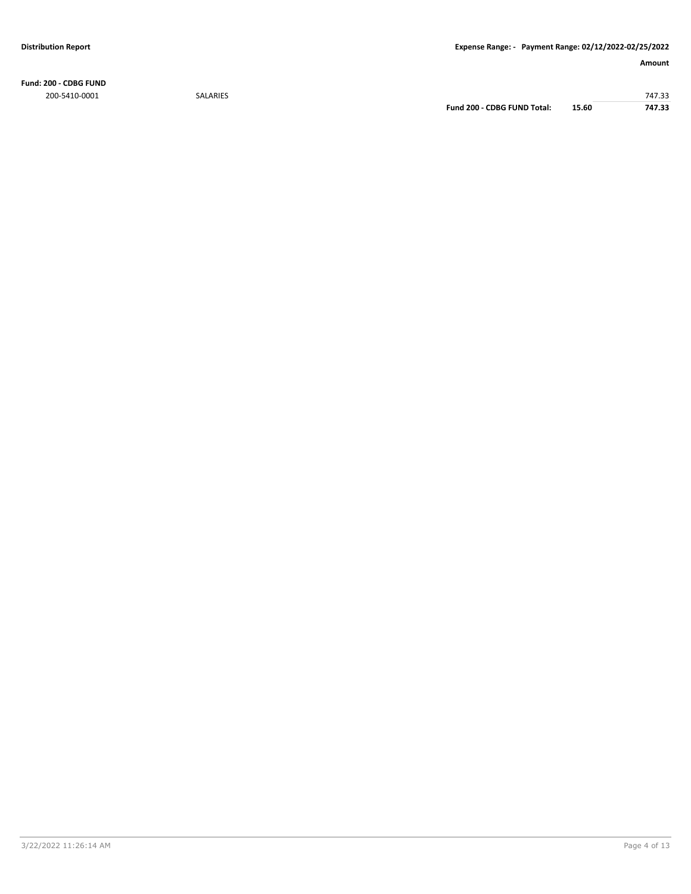**Fund: 200 - CDBG FUND**

| Account | Description | | | Amount |
|---|---|---|---|---|
| 200-5410-0001 | SALARIES | | | 747.33 |
| | | **Fund 200 - CDBG FUND Total:** | **15.60** | **747.33** |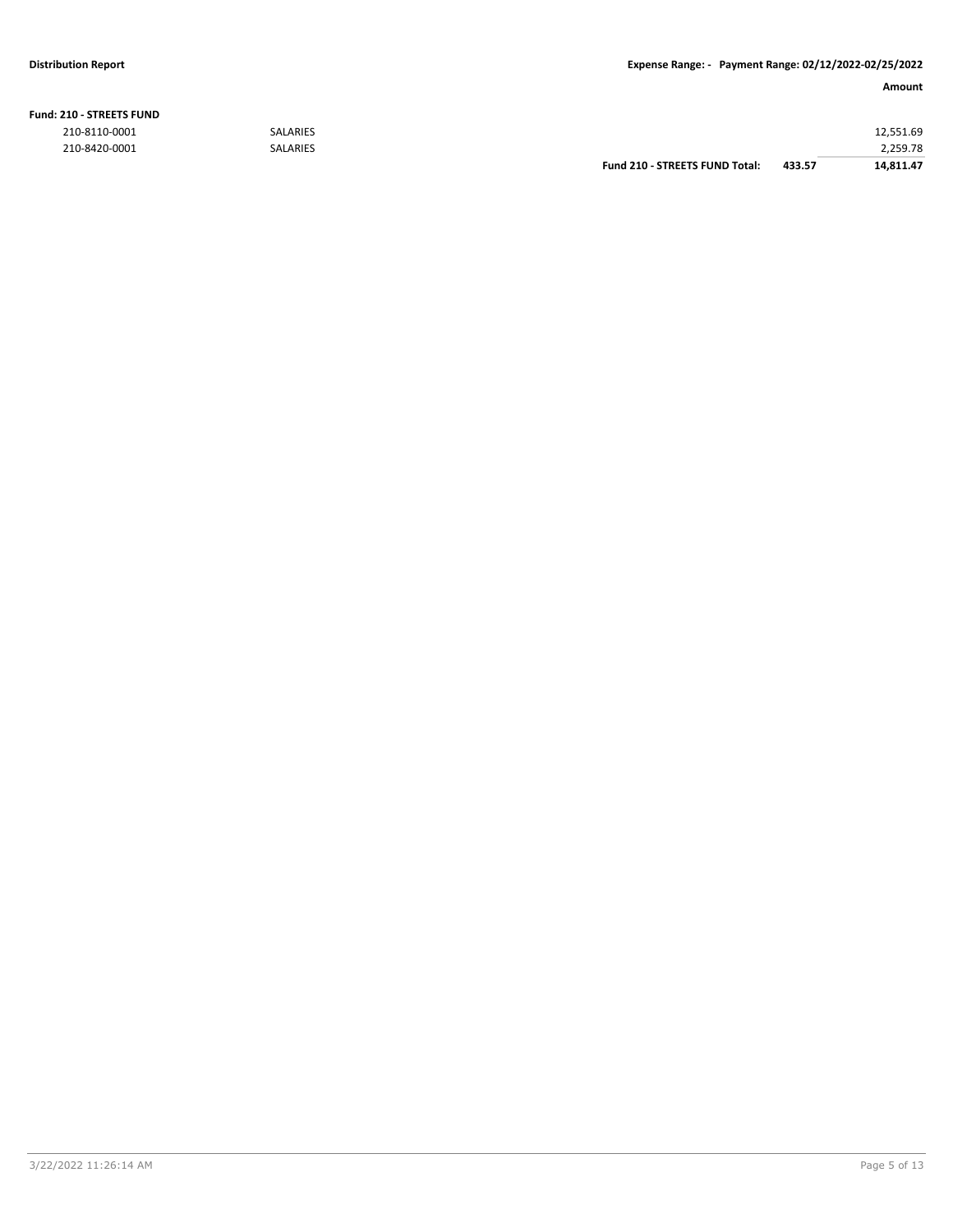**Distribution Report** | **Expense Range: - Payment Range: 02/12/2022-02/25/2022**

| | | | | **Amount** |
|---|---|---|---|---|
| **Fund: 210 - STREETS FUND** | | | | |
| 210-8110-0001 | SALARIES | | | 12,551.69 |
| 210-8420-0001 | SALARIES | | | 2,259.78 |
| | | **Fund 210 - STREETS FUND Total:** | **433.57** | **14,811.47** |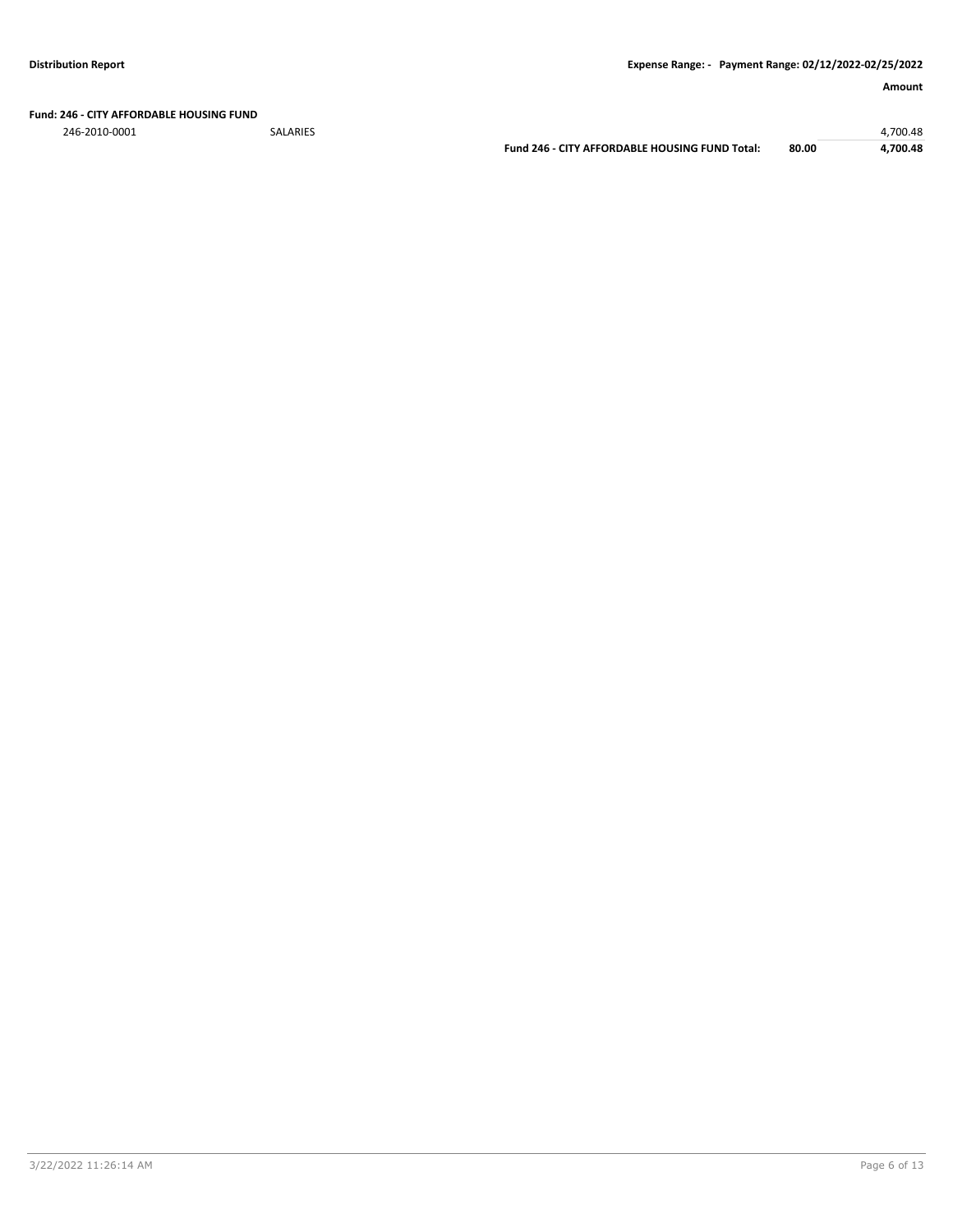**Distribution Report** **Expense Range: - Payment Range: 02/12/2022-02/25/2022**

| | | | | Amount |
|---|---|---|---|---|
| **Fund: 246 - CITY AFFORDABLE HOUSING FUND** | | | | |
| 246-2010-0001 | SALARIES | | | 4,700.48 |
| | | **Fund 246 - CITY AFFORDABLE HOUSING FUND Total:** | **80.00** | **4,700.48** |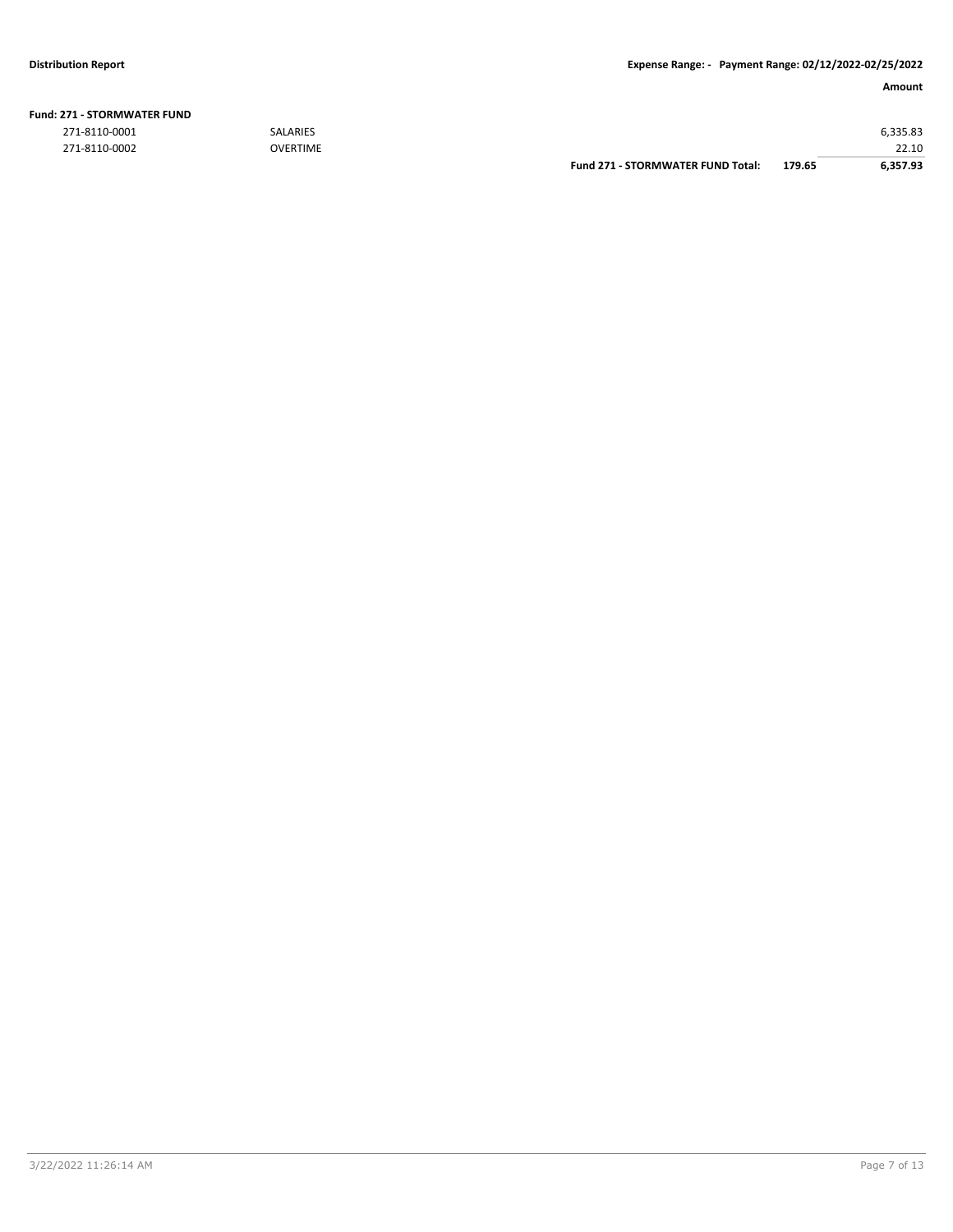| | | | Amount |
|---|---|---|---|
| **Fund: 271 - STORMWATER FUND** | | | |
| 271-8110-0001 | SALARIES | | 6,335.83 |
| 271-8110-0002 | OVERTIME | | 22.10 |
| | **Fund 271 - STORMWATER FUND Total:** | **179.65** | **6,357.93** |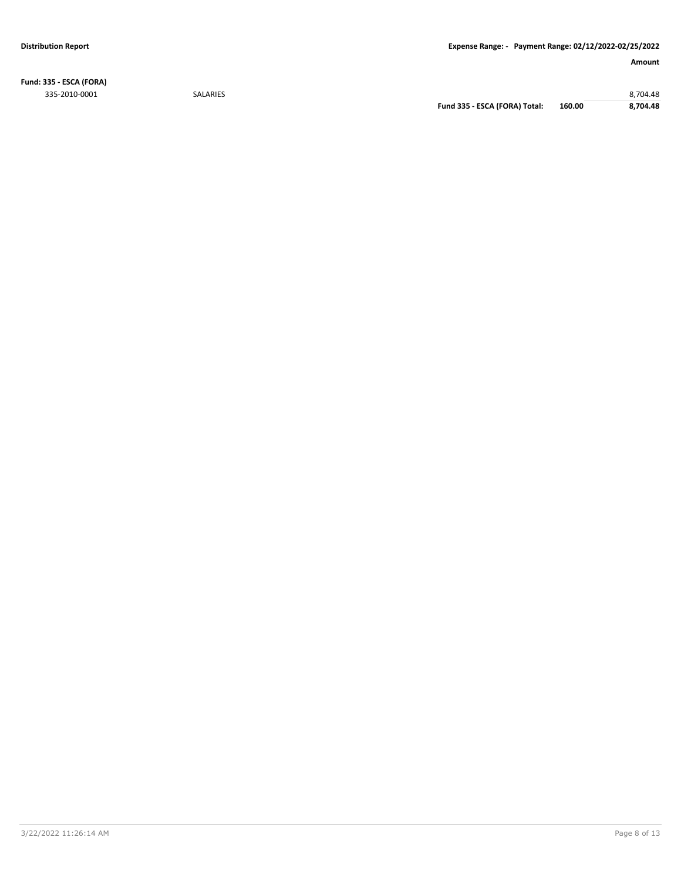**Distribution Report** | **Expense Range: - Payment Range: 02/12/2022-02/25/2022**

| | | | | **Amount** |
|---|---|---|---|---|
| **Fund: 335 - ESCA (FORA)** | | | | |
| 335-2010-0001 | SALARIES | | | 8,704.48 |
| | | **Fund 335 - ESCA (FORA) Total:** | **160.00** | **8,704.48** |

3/22/2022 11:26:14 AM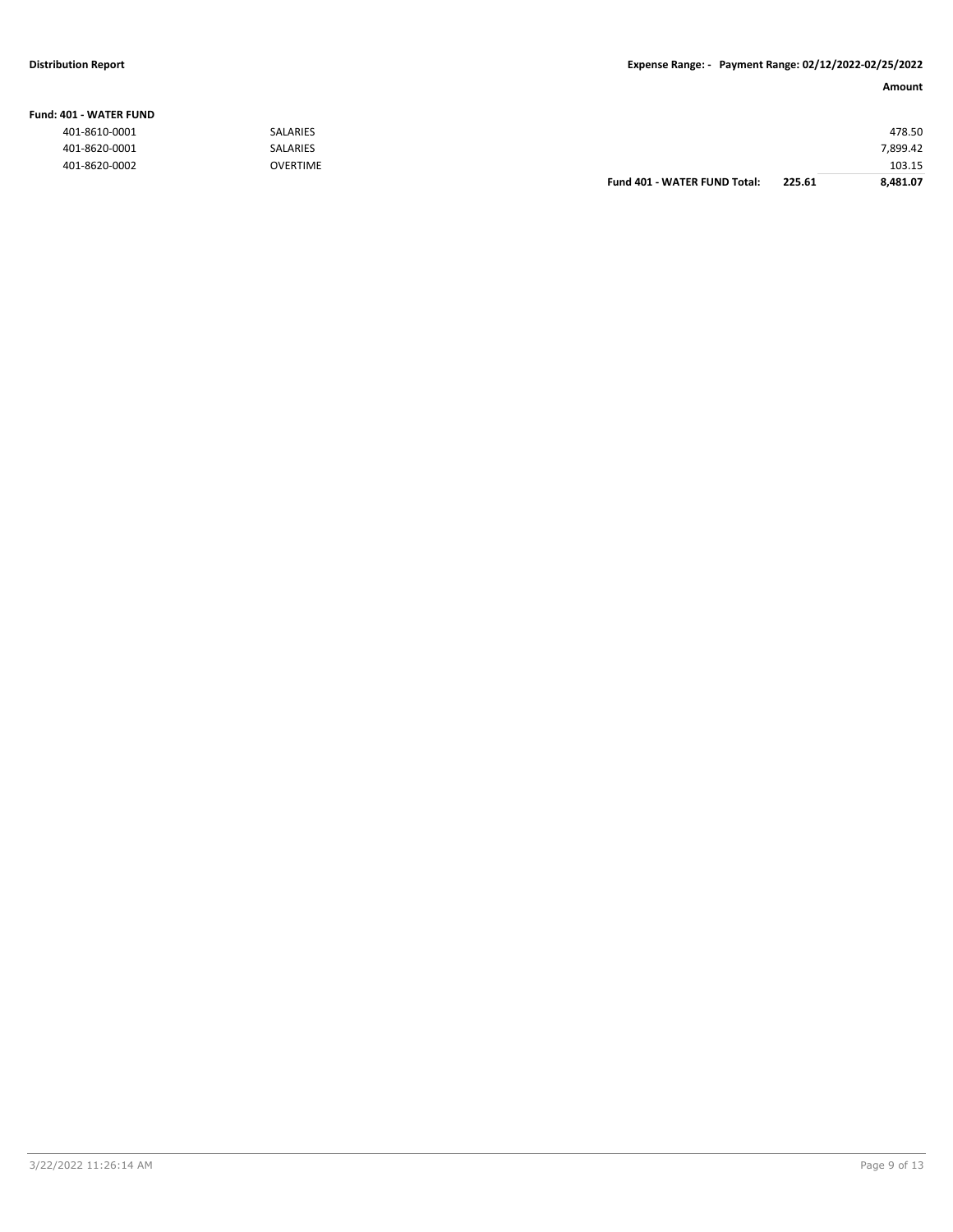**Distribution Report** **Expense Range: - Payment Range: 02/12/2022-02/25/2022**

| | | | | Amount |
|---|---|---|---|---|
| **Fund: 401 - WATER FUND** | | | | |
| 401-8610-0001 | SALARIES | | | 478.50 |
| 401-8620-0001 | SALARIES | | | 7,899.42 |
| 401-8620-0002 | OVERTIME | | | 103.15 |
| | | **Fund 401 - WATER FUND Total:** | **225.61** | **8,481.07** |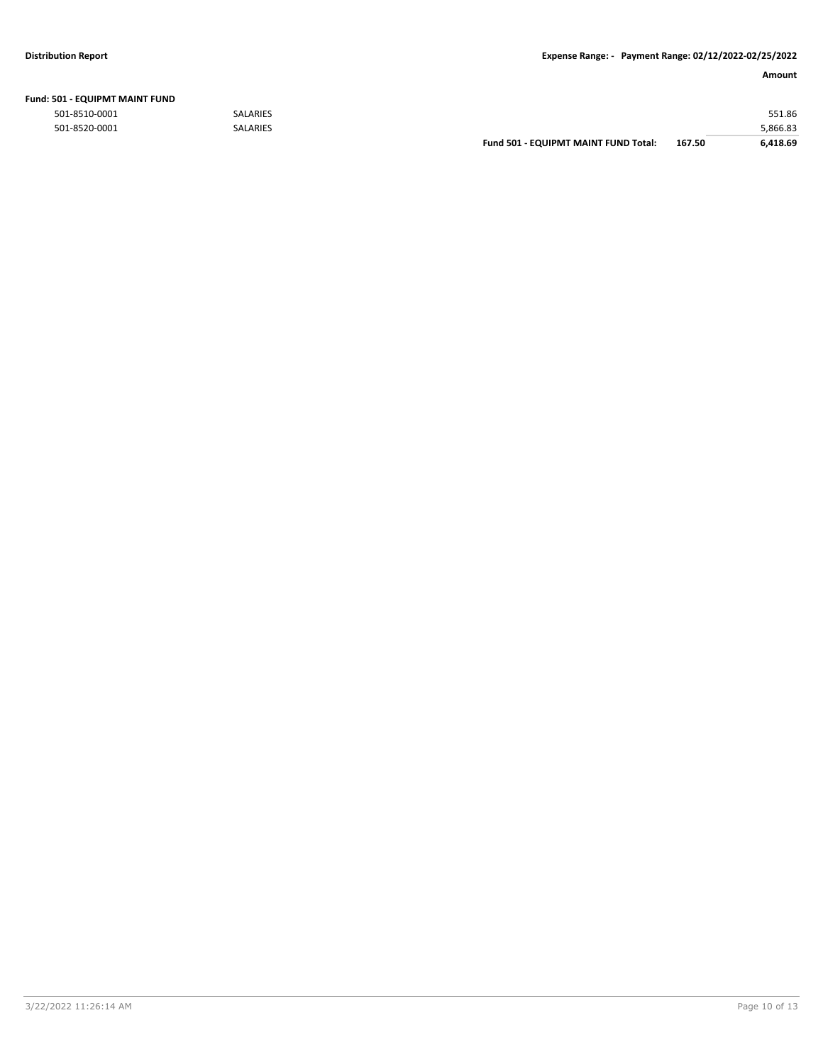**Fund: 501 - EQUIPMT MAINT FUND**

| Account | Description | | | Amount |
|---|---|---|---|---|
| 501-8510-0001 | SALARIES | | | 551.86 |
| 501-8520-0001 | SALARIES | | | 5,866.83 |
| | | **Fund 501 - EQUIPMT MAINT FUND Total:** | **167.50** | **6,418.69** |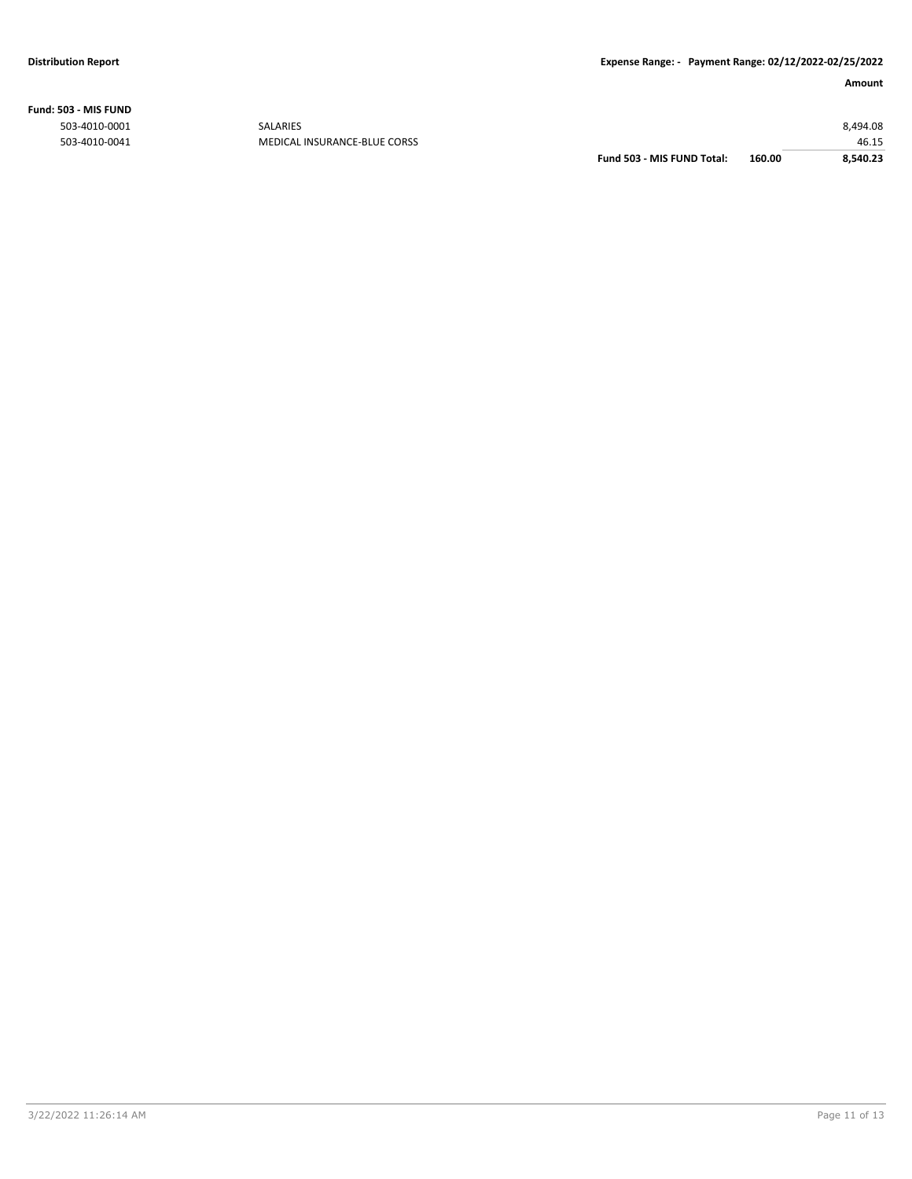**Fund: 503 - MIS FUND**

| | | | | Amount |
|---|---|---|---|---|
| 503-4010-0001 | SALARIES | | | 8,494.08 |
| 503-4010-0041 | MEDICAL INSURANCE-BLUE CORSS | | | 46.15 |
| | | **Fund 503 - MIS FUND Total:** | **160.00** | **8,540.23** |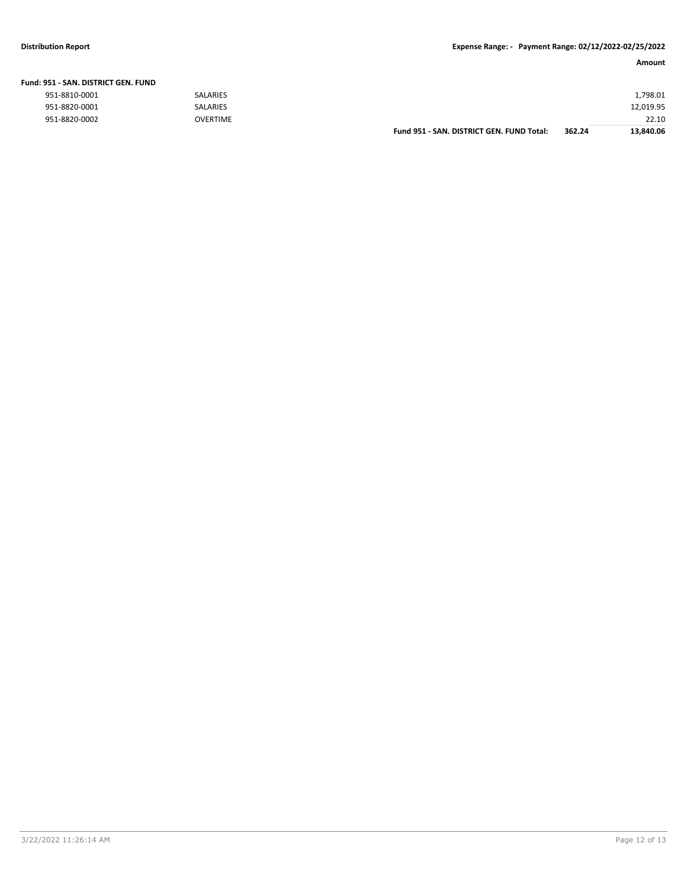**Distribution Report** | **Expense Range: - Payment Range: 02/12/2022-02/25/2022**

| | | | | **Amount** |
|---|---|---|---|---|
| **Fund: 951 - SAN. DISTRICT GEN. FUND** | | | | |
| 951-8810-0001 | SALARIES | | | 1,798.01 |
| 951-8820-0001 | SALARIES | | | 12,019.95 |
| 951-8820-0002 | OVERTIME | | | 22.10 |
| | | **Fund 951 - SAN. DISTRICT GEN. FUND Total:** | **362.24** | **13,840.06** |

3/22/2022 11:26:14 AM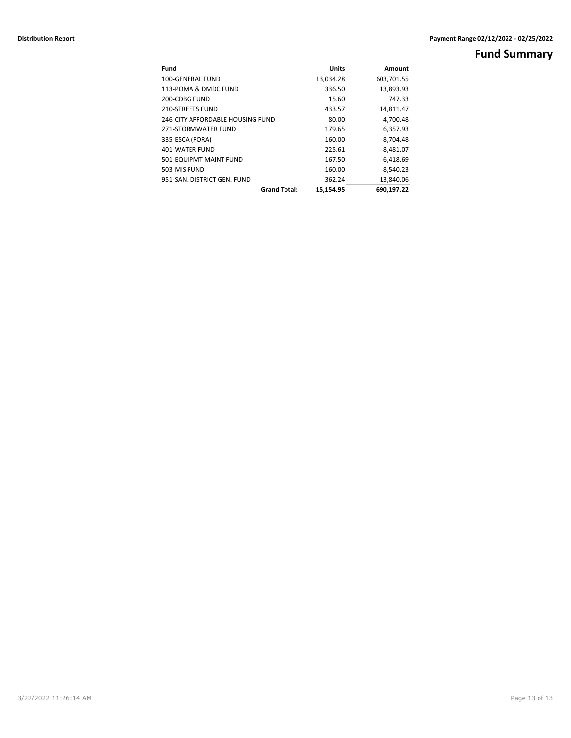# Fund Summary

| Fund | Units | Amount |
| --- | --- | --- |
| 100-GENERAL FUND | 13,034.28 | 603,701.55 |
| 113-POMA & DMDC FUND | 336.50 | 13,893.93 |
| 200-CDBG FUND | 15.60 | 747.33 |
| 210-STREETS FUND | 433.57 | 14,811.47 |
| 246-CITY AFFORDABLE HOUSING FUND | 80.00 | 4,700.48 |
| 271-STORMWATER FUND | 179.65 | 6,357.93 |
| 335-ESCA (FORA) | 160.00 | 8,704.48 |
| 401-WATER FUND | 225.61 | 8,481.07 |
| 501-EQUIPMT MAINT FUND | 167.50 | 6,418.69 |
| 503-MIS FUND | 160.00 | 8,540.23 |
| 951-SAN. DISTRICT GEN. FUND | 362.24 | 13,840.06 |
| **Grand Total:** | **15,154.95** | **690,197.22** |